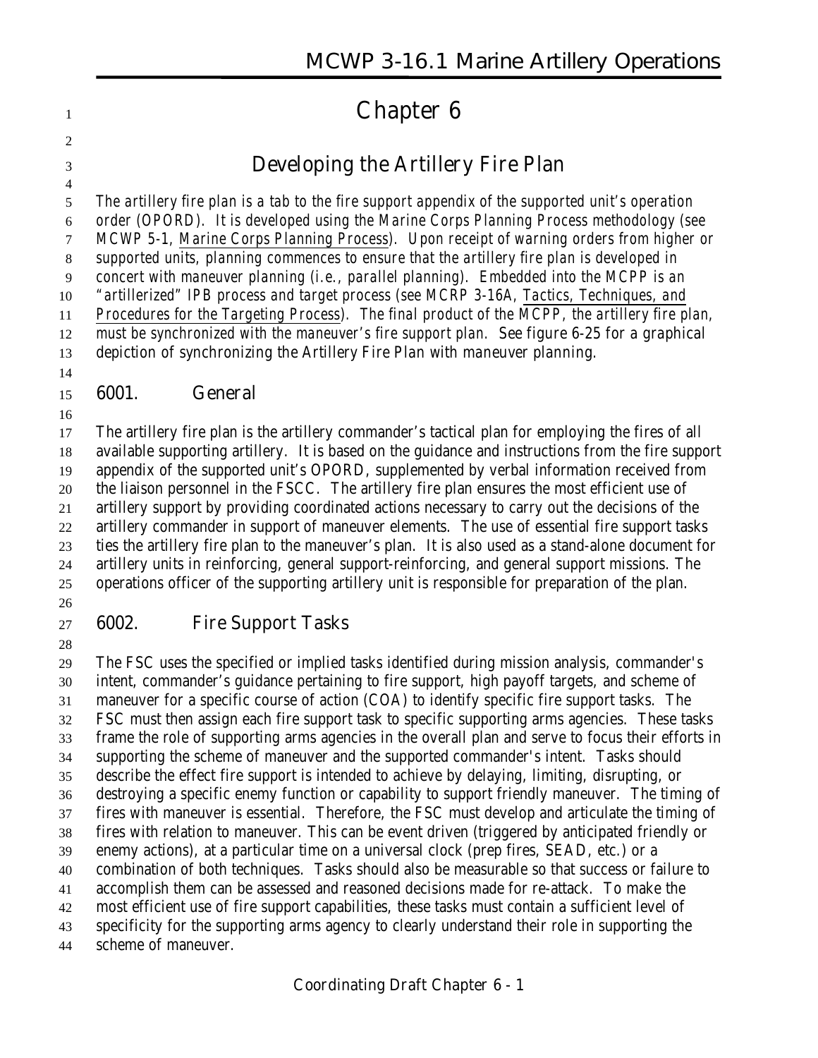# Chapter 6

## Developing the Artillery Fire Plan

*The artillery fire plan is a tab to the fire support appendix of the supported unit's operation order (OPORD). It is developed using the Marine Corps Planning Process methodology (see MCWP 5-1, Marine Corps Planning Process). Upon receipt of warning orders from higher or supported units, planning commences to ensure that the artillery fire plan is developed in concert with maneuver planning (i.e., parallel planning). Embedded into the MCPP is an "artillerized" IPB process and target process (see MCRP 3-16A, Tactics, Techniques, and Procedures for the Targeting Process). The final product of the MCPP, the artillery fire plan, must be synchronized with the maneuver's fire support plan. See figure 6-25 for a graphical depiction of synchronizing the Artillery Fire Plan with maneuver planning.*

### 6001. General

The artillery fire plan is the artillery commander's tactical plan for employing the fires of all available supporting artillery. It is based on the guidance and instructions from the fire support appendix of the supported unit's OPORD, supplemented by verbal information received from the liaison personnel in the FSCC. The artillery fire plan ensures the most efficient use of artillery support by providing coordinated actions necessary to carry out the decisions of the artillery commander in support of maneuver elements. The use of essential fire support tasks ties the artillery fire plan to the maneuver's plan. It is also used as a stand-alone document for artillery units in reinforcing, general support-reinforcing, and general support missions. The operations officer of the supporting artillery unit is responsible for preparation of the plan.

### 6002. Fire Support Tasks

The FSC uses the specified or implied tasks identified during mission analysis, commander's intent, commander's guidance pertaining to fire support, high payoff targets, and scheme of maneuver for a specific course of action (COA) to identify specific fire support tasks. The FSC must then assign each fire support task to specific supporting arms agencies. These tasks frame the role of supporting arms agencies in the overall plan and serve to focus their efforts in supporting the scheme of maneuver and the supported commander's intent. Tasks should describe the effect fire support is intended to achieve by delaying, limiting, disrupting, or destroying a specific enemy function or capability to support friendly maneuver. The timing of fires with maneuver is essential. Therefore, the FSC must develop and articulate the timing of fires with relation to maneuver. This can be event driven (triggered by anticipated friendly or enemy actions), at a particular time on a universal clock (prep fires, SEAD, etc.) or a combination of both techniques. Tasks should also be measurable so that success or failure to accomplish them can be assessed and reasoned decisions made for re-attack. To make the most efficient use of fire support capabilities, these tasks must contain a sufficient level of specificity for the supporting arms agency to clearly understand their role in supporting the scheme of maneuver.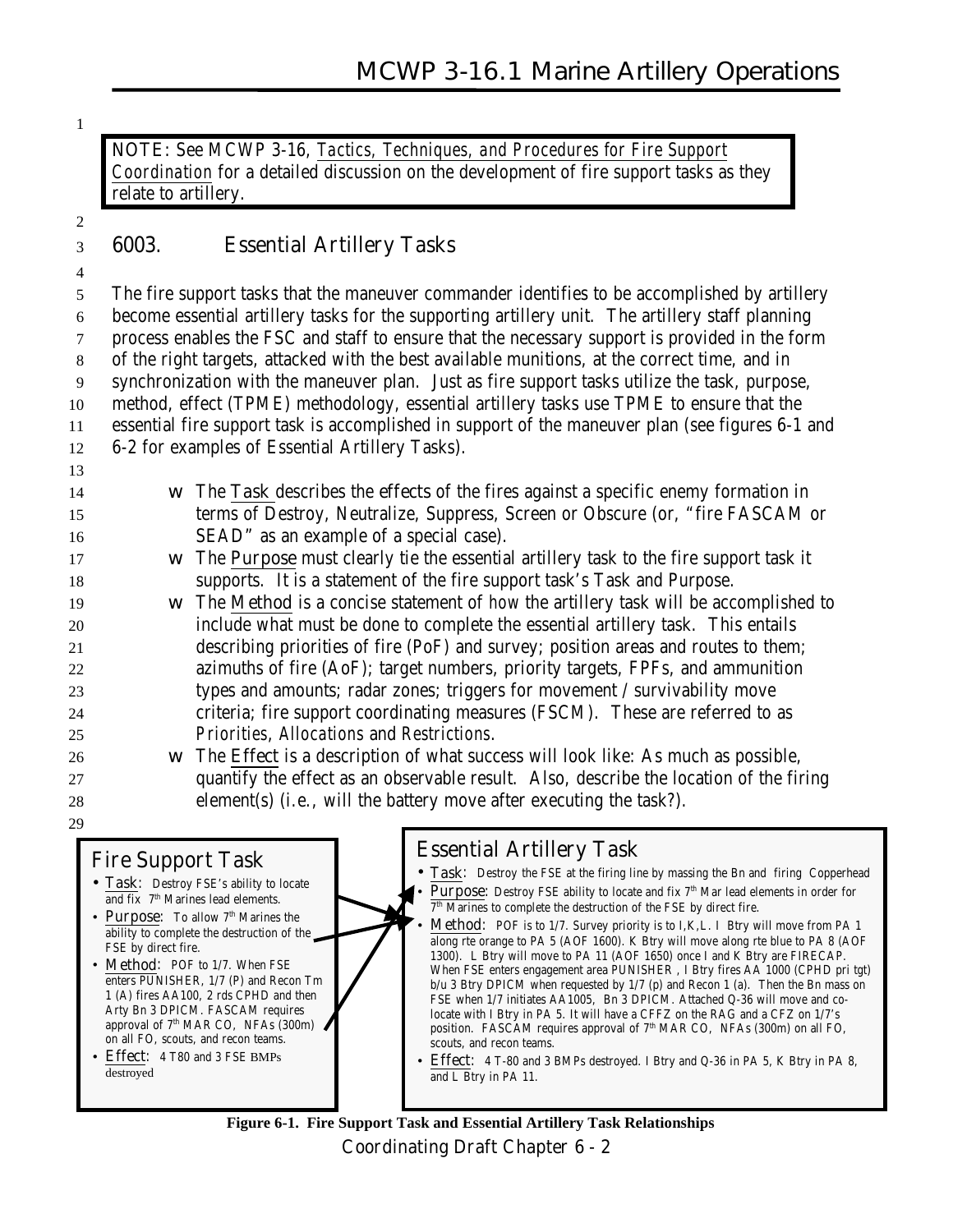NOTE: See MCWP 3-16, *Tactics, Techniques, and Procedures for Fire Support Coordination* for a detailed discussion on the development of fire support tasks as they relate to artillery.

## 6003. Essential Artillery Tasks

The fire support tasks that the maneuver commander identifies to be accomplished by artillery become essential artillery tasks for the supporting artillery unit. The artillery staff planning process enables the FSC and staff to ensure that the necessary support is provided in the form of the right targets, attacked with the best available munitions, at the correct time, and in synchronization with the maneuver plan. Just as fire support tasks utilize the task, purpose, method, effect (TPME) methodology, essential artillery tasks use TPME to ensure that the essential fire support task is accomplished in support of the maneuver plan (see figures 6-1 and 6-2 for examples of Essential Artillery Tasks).

- The Task describes the effects of the fires against a specific enemy formation in terms of Destroy, Neutralize, Suppress, Screen or Obscure (or, "fire FASCAM or SEAD" as an example of a special case).
- The Purpose must clearly tie the essential artillery task to the fire support task it supports. It is a statement of the fire support task's Task and Purpose.
- The Method is a concise statement of *how* the artillery task will be accomplished to include what must be done to complete the essential artillery task. This entails describing priorities of fire (PoF) and survey; position areas and routes to them; azimuths of fire (AoF); target numbers, priority targets, FPFs, and ammunition types and amounts; radar zones; triggers for movement / survivability move criteria; fire support coordinating measures (FSCM). These are referred to as *Priorities, Allocations* and *Restrictions*.
- The Effect is a description of what success will look like: As much as possible, quantify the effect as an observable result. Also, describe the location of the firing element(s) (i.e., will the battery move after executing the task?).

**Fire Support Task**

- Task: Destroy FSE's ability to locate and fix 7th Marines lead elements.
- Purpose: To allow 7th Marines the ability to complete the destruction of the FSE by direct fire.
- Method: POF to 1/7. When FSE enters PUNISHER, 1/7 (P) and Recon Tm 1 (A) fires AA100, 2 rds CPHD and then Arty Bn 3 DPICM. FASCAM requires approval of 7th MAR CO, NFAs (300m) on all FO, scouts, and recon teams.
- Effect: 4 T80 and 3 FSE BMPs destroyed

**Essential Artillery Task**

- Task: Destroy the FSE at the firing line by massing the Bn and firing Copperhead
- Purpose: Destroy FSE ability to locate and fix 7th Mar lead elements in order for 7th Marines to complete the destruction of the FSE by direct fire.
- Method: POF is to 1/7. Survey priority is to I,K,L. I Btry will move from PA 1 along rte orange to PA 5 (AOF 1600). K Btry will move along rte blue to PA 8 (AOF 1300). L Btry will move to PA 11 (AOF 1650) once I and K Btry are FIRECAP. When FSE enters engagement area PUNISHER , I Btry fires AA 1000 (CPHD pri tgt) b/u 3 Btry DPICM when requested by 1/7 (p) and Recon 1 (a). Then the Bn mass on FSE when 1/7 initiates AA1005, Bn 3 DPICM. Attached Q-36 will move and co-locate with I Btry in PA 5. It will have a CFFZ on the RAG and a CFZ on 1/7's position. FASCAM requires approval of 7th MAR CO, NFAs (300m) on all FO, scouts, and recon teams.
- Effect: 4 T-80 and 3 BMPs destroyed. I Btry and Q-36 in PA 5, K Btry in PA 8, and L Btry in PA 11.

**Figure 6-1. Fire Support Task and Essential Artillery Task Relationships**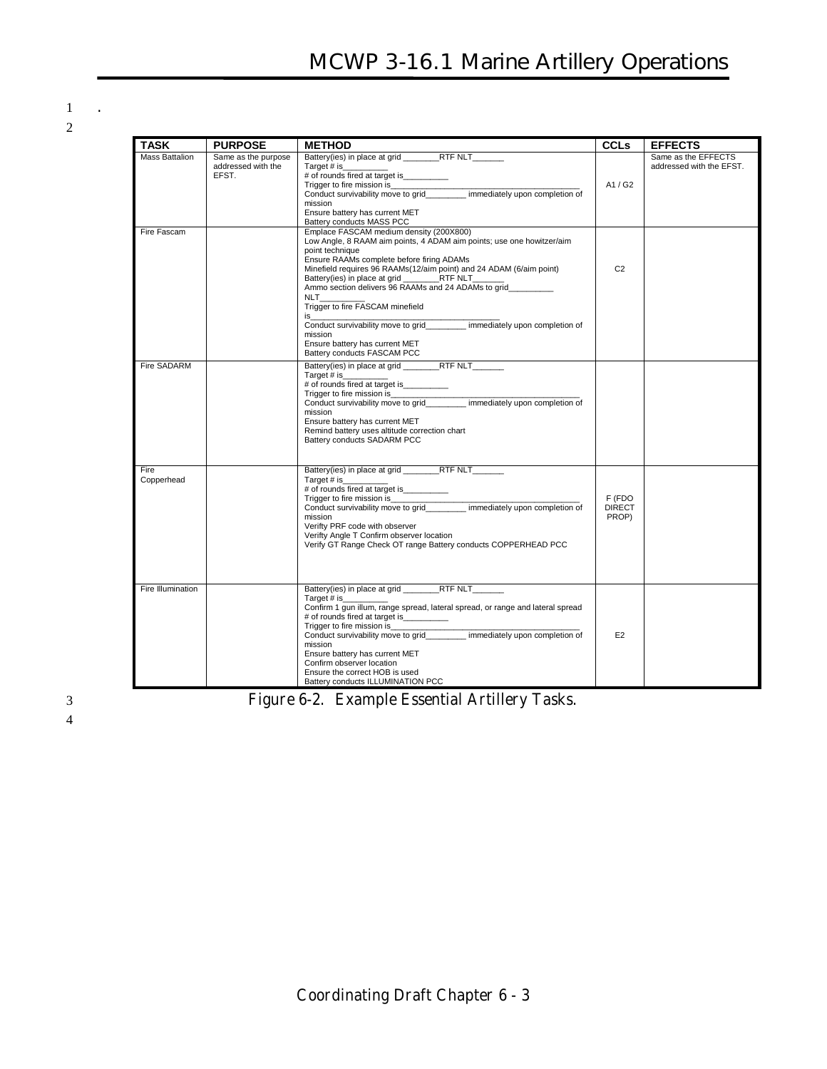.

| TASK | PURPOSE | METHOD | CCLs | EFFECTS |
|---|---|---|---|---|
| Mass Battalion | Same as the purpose addressed with the EFST. | Battery(ies) in place at grid ________RTF NLT_______<br>Target # is__________<br># of rounds fired at target is__________<br>Trigger to fire mission is_____________________________________________<br>Conduct survivability move to grid_________ immediately upon completion of mission<br>Ensure battery has current MET<br>Battery conducts MASS PCC | A1 / G2 | Same as the EFFECTS addressed with the EFST. |
| Fire Fascam | | Emplace FASCAM medium density (200X800)<br>Low Angle, 8 RAAM aim points, 4 ADAM aim points; use one howitzer/aim point technique<br>Ensure RAAMs complete before firing ADAMs<br>Minefield requires 96 RAAMs(12/aim point) and 24 ADAM (6/aim point)<br>Battery(ies) in place at grid ________RTF NLT_______<br>Ammo section delivers 96 RAAMs and 24 ADAMs to grid__________ NLT___________<br>Trigger to fire FASCAM minefield is_______________________________<br>Conduct survivability move to grid_________ immediately upon completion of mission<br>Ensure battery has current MET<br>Battery conducts FASCAM PCC | C2 | |
| Fire SADARM | | Battery(ies) in place at grid ________RTF NLT_______<br>Target # is__________<br># of rounds fired at target is__________<br>Trigger to fire mission is_____________________________________________<br>Conduct survivability move to grid_________ immediately upon completion of mission<br>Ensure battery has current MET<br>Remind battery uses altitude correction chart<br>Battery conducts SADARM PCC | | |
| Fire Copperhead | | Battery(ies) in place at grid ________RTF NLT_______<br>Target # is__________<br># of rounds fired at target is__________<br>Trigger to fire mission is_____________________________________________<br>Conduct survivability move to grid_________ immediately upon completion of mission<br>Verifty PRF code with observer<br>Verifty Angle T Confirm observer location<br>Verify GT Range Check OT range Battery conducts COPPERHEAD PCC | F (FDO DIRECT PROP) | |
| Fire Illumination | | Battery(ies) in place at grid ________RTF NLT_______<br>Target # is__________<br>Confirm 1 gun illum, range spread, lateral spread, or range and lateral spread<br># of rounds fired at target is__________<br>Trigger to fire mission is_____________________________________________<br>Conduct survivability move to grid_________ immediately upon completion of mission<br>Ensure battery has current MET<br>Confirm observer location<br>Ensure the correct HOB is used<br>Battery conducts ILLUMINATION PCC | E2 | |

*Figure 6-2. Example Essential Artillery Tasks.*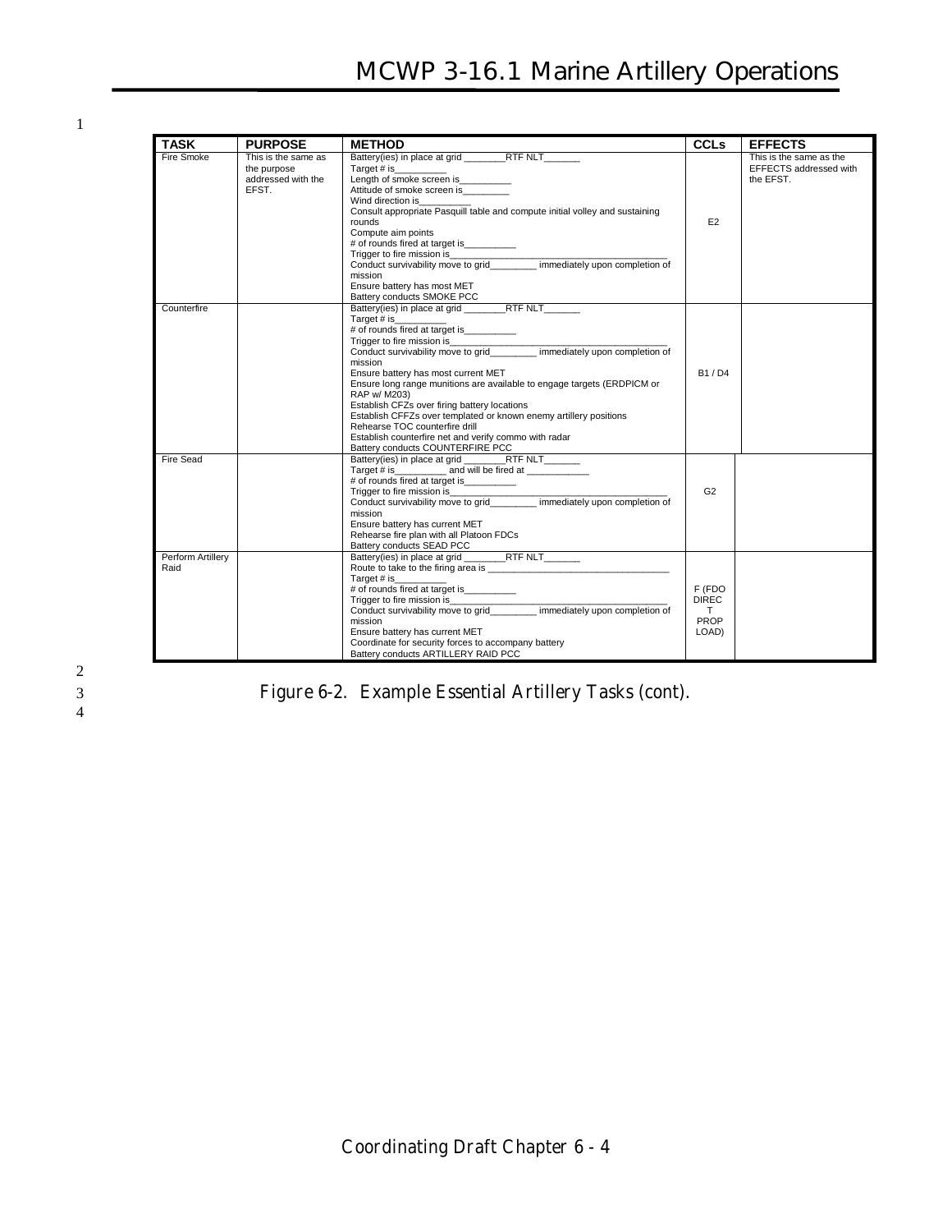| TASK | PURPOSE | METHOD | CCLs | EFFECTS |
|---|---|---|---|---|
| Fire Smoke | This is the same as the purpose addressed with the EFST. | Battery(ies) in place at grid ________RTF NLT_______<br>Target # is__________<br>Length of smoke screen is__________<br>Attitude of smoke screen is_________<br>Wind direction is__________<br>Consult appropriate Pasquill table and compute initial volley and sustaining rounds<br>Compute aim points<br># of rounds fired at target is__________<br>Trigger to fire mission is_____________________________________________<br>Conduct survivability move to grid_________ immediately upon completion of mission<br>Ensure battery has most MET<br>Battery conducts SMOKE PCC | E2 | This is the same as the EFFECTS addressed with the EFST. |
| Counterfire | | Battery(ies) in place at grid ________RTF NLT_______<br>Target # is__________<br># of rounds fired at target is__________<br>Trigger to fire mission is_____________________________________________<br>Conduct survivability move to grid_________ immediately upon completion of mission<br>Ensure battery has most current MET<br>Ensure long range munitions are available to engage targets (ERDPICM or RAP w/ M203)<br>Establish CFZs over firing battery locations<br>Establish CFFZs over templated or known enemy artillery positions<br>Rehearse TOC counterfire drill<br>Establish counterfire net and verify commo with radar<br>Battery conducts COUNTERFIRE PCC | B1 / D4 | |
| Fire Sead | | Battery(ies) in place at grid ________RTF NLT_______<br>Target # is__________ and will be fired at ____________<br># of rounds fired at target is__________<br>Trigger to fire mission is_____________________________________________<br>Conduct survivability move to grid_________ immediately upon completion of mission<br>Ensure battery has current MET<br>Rehearse fire plan with all Platoon FDCs<br>Battery conducts SEAD PCC | G2 | |
| Perform Artillery Raid | | Battery(ies) in place at grid ________RTF NLT_______<br>Route to take to the firing area is ___________________________________<br>Target # is__________<br># of rounds fired at target is__________<br>Trigger to fire mission is_____________________________________________<br>Conduct survivability move to grid_________ immediately upon completion of mission<br>Ensure battery has current MET<br>Coordinate for security forces to accompany battery<br>Battery conducts ARTILLERY RAID PCC | F (FDO DIRECT PROP LOAD) | |

Figure 6-2. Example Essential Artillery Tasks (cont).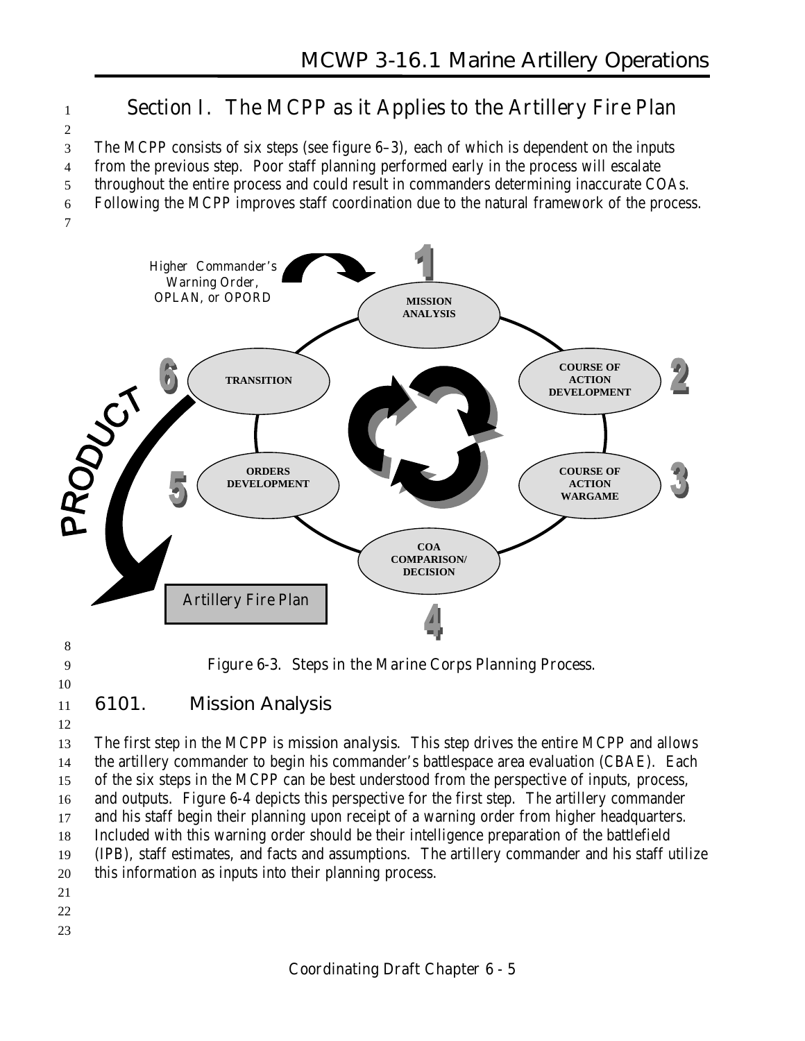## Section I. The MCPP as it Applies to the Artillery Fire Plan

The MCPP consists of six steps (see figure 6–3), each of which is dependent on the inputs from the previous step. Poor staff planning performed early in the process will escalate throughout the entire process and could result in commanders determining inaccurate COAs. Following the MCPP improves staff coordination due to the natural framework of the process.

Higher Commander's Warning Order, OPLAN, or OPORD

1 MISSION ANALYSIS

2 COURSE OF ACTION DEVELOPMENT

3 COURSE OF ACTION WARGAME

4 COA COMPARISON/ DECISION

5 ORDERS DEVELOPMENT

6 TRANSITION

PRODUCT

Artillery Fire Plan

Figure 6-3. Steps in the Marine Corps Planning Process.

### 6101. Mission Analysis

The first step in the MCPP is mission analysis. This step drives the entire MCPP and allows the artillery commander to begin his commander's battlespace area evaluation (CBAE). Each of the six steps in the MCPP can be best understood from the perspective of inputs, process, and outputs. Figure 6-4 depicts this perspective for the first step. The artillery commander and his staff begin their planning upon receipt of a warning order from higher headquarters. Included with this warning order should be their intelligence preparation of the battlefield (IPB), staff estimates, and facts and assumptions. The artillery commander and his staff utilize this information as inputs into their planning process.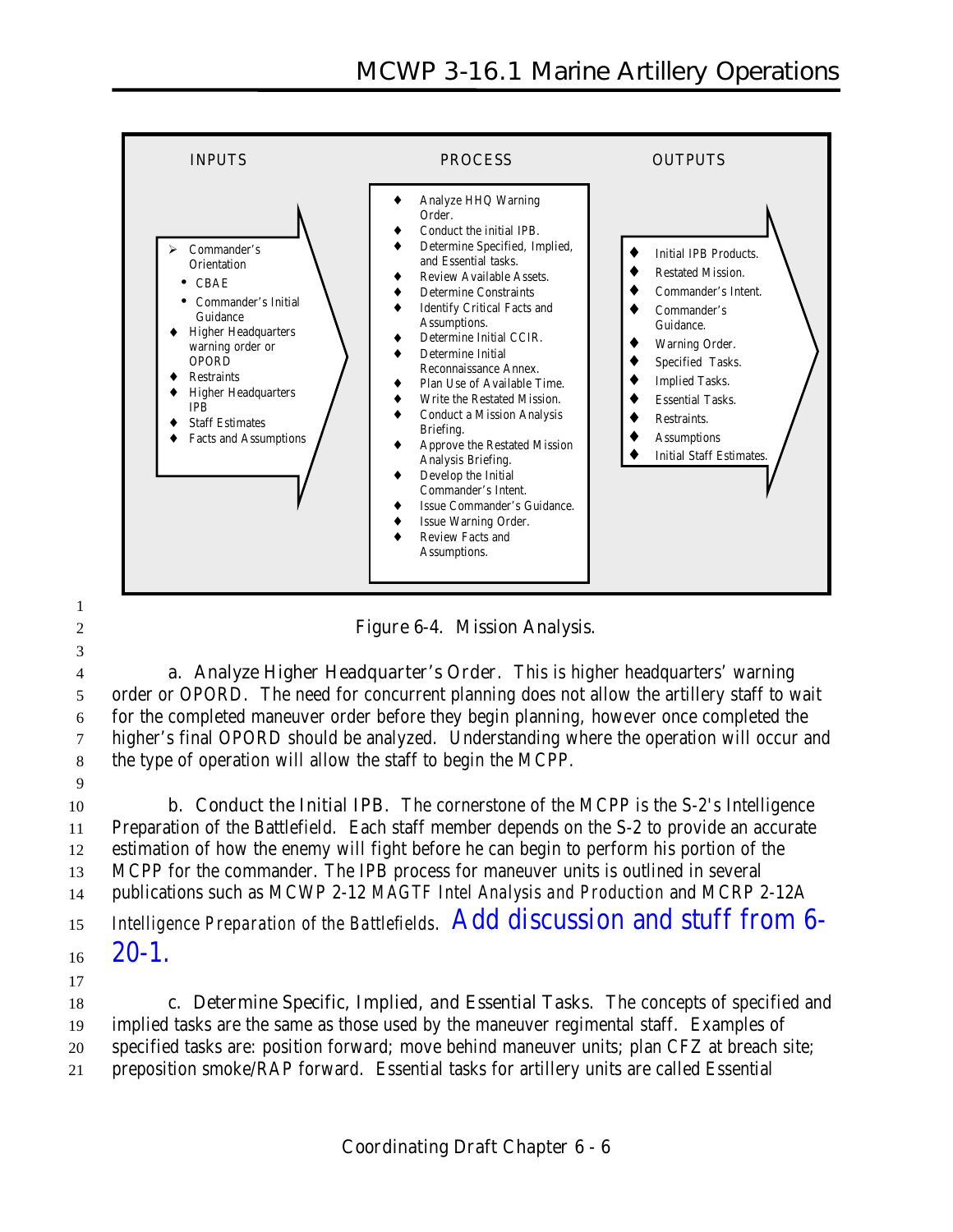| INPUTS | PROCESS | OUTPUTS |
|---|---|---|
| Commander's Orientation<br>• CBAE<br>• Commander's Initial Guidance<br>♦ Higher Headquarters warning order or OPORD<br>♦ Restraints<br>♦ Higher Headquarters IPB<br>♦ Staff Estimates<br>♦ Facts and Assumptions | ♦ Analyze HHQ Warning Order.<br>♦ Conduct the initial IPB.<br>♦ Determine Specified, Implied, and Essential tasks.<br>♦ Review Available Assets.<br>♦ Determine Constraints<br>♦ Identify Critical Facts and Assumptions.<br>♦ Determine Initial CCIR.<br>♦ Determine Initial Reconnaissance Annex.<br>♦ Plan Use of Available Time.<br>♦ Write the Restated Mission.<br>♦ Conduct a Mission Analysis Briefing.<br>♦ Approve the Restated Mission Analysis Briefing.<br>♦ Develop the Initial Commander's Intent.<br>♦ Issue Commander's Guidance.<br>♦ Issue Warning Order.<br>♦ Review Facts and Assumptions. | ♦ Initial IPB Products.<br>♦ Restated Mission.<br>♦ Commander's Intent.<br>♦ Commander's Guidance.<br>♦ Warning Order.<br>♦ Specified Tasks.<br>♦ Implied Tasks.<br>♦ Essential Tasks.<br>♦ Restraints.<br>♦ Assumptions<br>♦ Initial Staff Estimates. |

Figure 6-4. Mission Analysis.

a. Analyze Higher Headquarter's Order. This is higher headquarters' warning order or OPORD. The need for concurrent planning does not allow the artillery staff to wait for the completed maneuver order before they begin planning, however once completed the higher's final OPORD should be analyzed. Understanding where the operation will occur and the type of operation will allow the staff to begin the MCPP.

b. Conduct the Initial IPB. The cornerstone of the MCPP is the S-2's Intelligence Preparation of the Battlefield. Each staff member depends on the S-2 to provide an accurate estimation of how the enemy will fight before he can begin to perform his portion of the MCPP for the commander. The IPB process for maneuver units is outlined in several publications such as MCWP 2-12 *MAGTF Intel Analysis and Production* and MCRP 2-12A *Intelligence Preparation of the Battlefields*. Add discussion and stuff from 6-20-1.

c. Determine Specific, Implied, and Essential Tasks. The concepts of specified and implied tasks are the same as those used by the maneuver regimental staff. Examples of specified tasks are: position forward; move behind maneuver units; plan CFZ at breach site; preposition smoke/RAP forward. Essential tasks for artillery units are called Essential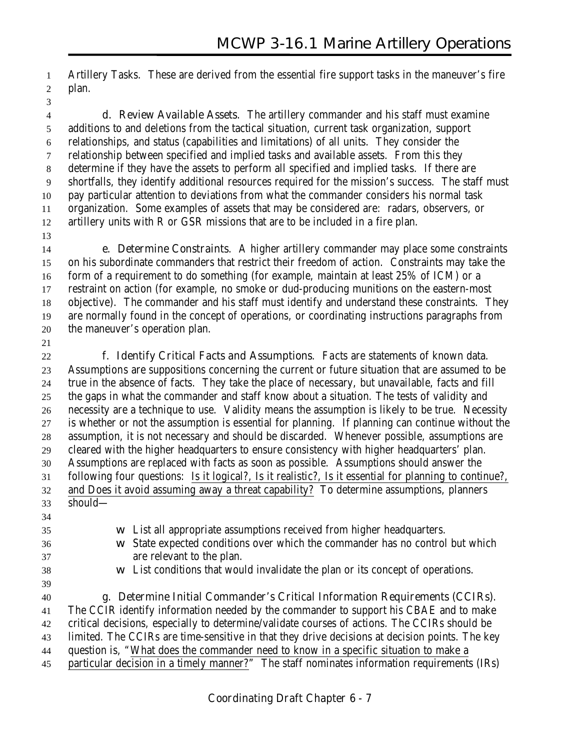Artillery Tasks. These are derived from the essential fire support tasks in the maneuver's fire plan.

**d. Review Available Assets**. The artillery commander and his staff must examine additions to and deletions from the tactical situation, current task organization, support relationships, and status (capabilities and limitations) of all units. They consider the relationship between specified and implied tasks and available assets. From this they determine if they have the assets to perform all specified and implied tasks. If there are shortfalls, they identify additional resources required for the mission's success. The staff must pay particular attention to deviations from what the commander considers his normal task organization. Some examples of assets that may be considered are: radars, observers, or artillery units with R or GSR missions that are to be included in a fire plan.

**e. Determine Constraints**. A higher artillery commander may place some constraints on his subordinate commanders that restrict their freedom of action. Constraints may take the form of a requirement to do something (for example, maintain at least 25% of ICM) or a restraint on action (for example, no smoke or dud-producing munitions on the eastern-most objective). The commander and his staff must identify and understand these constraints. They are normally found in the concept of operations, or coordinating instructions paragraphs from the maneuver's operation plan.

**f. Identify Critical Facts and Assumptions**. Facts are statements of known data. Assumptions are suppositions concerning the current or future situation that are assumed to be true in the absence of facts. They take the place of necessary, but unavailable, facts and fill the gaps in what the commander and staff know about a situation. The tests of validity and necessity are a technique to use. Validity means the assumption is likely to be true. Necessity is whether or not the assumption is essential for planning. If planning can continue without the assumption, it is not necessary and should be discarded. Whenever possible, assumptions are cleared with the higher headquarters to ensure consistency with higher headquarters' plan. Assumptions are replaced with facts as soon as possible. Assumptions should answer the following four questions: <u>Is it logical?, Is it realistic?, Is it essential for planning to continue?, and Does it avoid assuming away a threat capability?</u> To determine assumptions, planners should—

- List all appropriate assumptions received from higher headquarters.
- State expected conditions over which the commander has no control but which are relevant to the plan.
- List conditions that would invalidate the plan or its concept of operations.

**g. Determine Initial Commander's Critical Information Requirements (CCIRs)**. The CCIR identify information needed by the commander to support his CBAE and to make critical decisions, especially to determine/validate courses of actions. The CCIRs should be limited. The CCIRs are time-sensitive in that they drive decisions at decision points. The key question is, "<u>What does the commander need to know in a specific situation to make a particular decision in a timely manner?</u>" The staff nominates information requirements (IRs)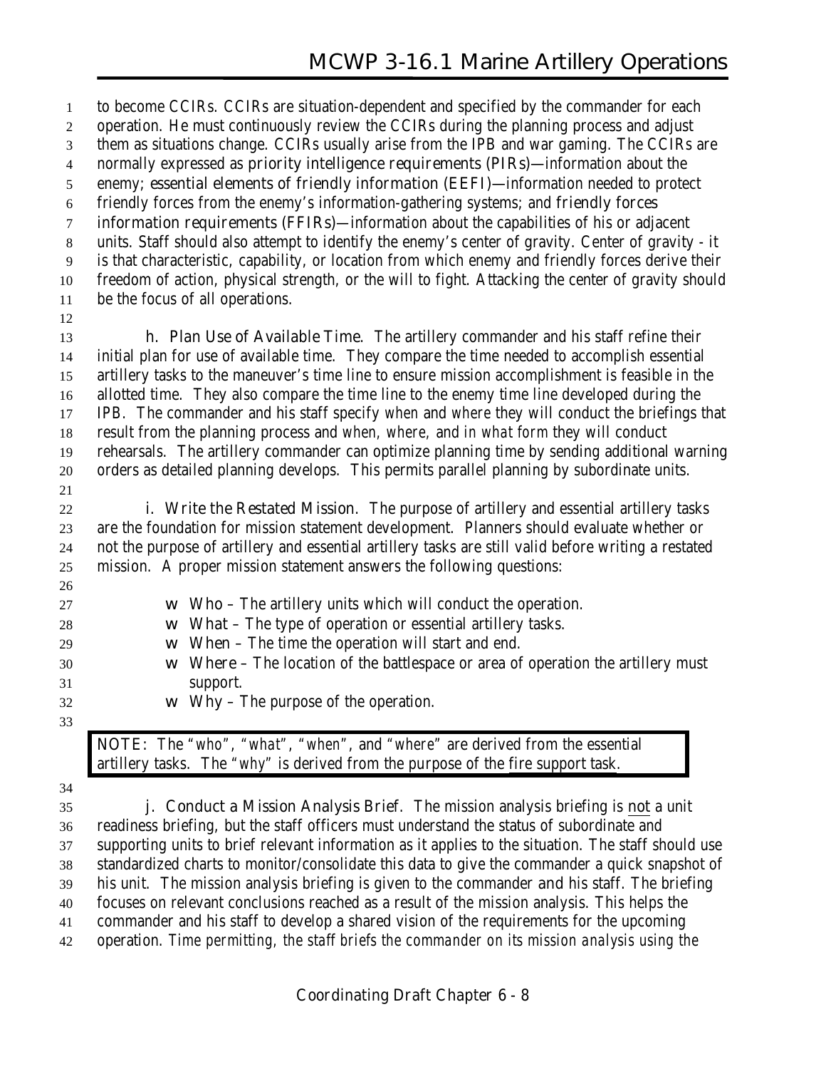to become CCIRs. CCIRs are situation-dependent and specified by the commander for each operation. He must continuously review the CCIRs during the planning process and adjust them as situations change. CCIRs usually arise from the IPB and war gaming. The CCIRs are normally expressed as **priority intelligence requirements (PIRs)**—information about the enemy; **essential elements of friendly information (EEFI)**—information needed to protect friendly forces from the enemy's information-gathering systems; and **friendly forces information requirements (FFIRs)**—information about the capabilities of his or adjacent units. Staff should also attempt to identify the enemy's center of gravity. Center of gravity - it is that characteristic, capability, or location from which enemy and friendly forces derive their freedom of action, physical strength, or the will to fight. Attacking the center of gravity should be the focus of all operations.

**h. Plan Use of Available Time.** The artillery commander and his staff refine their initial plan for use of available time. They compare the time needed to accomplish essential artillery tasks to the maneuver's time line to ensure mission accomplishment is feasible in the allotted time. They also compare the time line to the enemy time line developed during the IPB. The commander and his staff specify *when* and *where* they will conduct the briefings that result from the planning process and *when, where,* and *in what form* they will conduct rehearsals. The artillery commander can optimize planning time by sending additional warning orders as detailed planning develops. This permits parallel planning by subordinate units.

**i. Write the Restated Mission.** The purpose of artillery and essential artillery tasks are the foundation for mission statement development. Planners should evaluate whether or not the purpose of artillery and essential artillery tasks are still valid before writing a restated mission. A proper mission statement answers the following questions:

- **Who** – The artillery units which will conduct the operation.
- **What** – The type of operation or essential artillery tasks.
- **When** – The time the operation will start and end.
- **Where** – The location of the battlespace or area of operation the artillery must support.
- **Why** – The purpose of the operation.

> **NOTE:** The "*who*", "*what*", "*when*", and "*where*" are derived from the essential artillery tasks. The "*why*" is derived from the purpose of the fire support task.

**j. Conduct a Mission Analysis Brief.** The mission analysis briefing is not a unit readiness briefing, but the staff officers must understand the status of subordinate and supporting units to brief relevant information as it applies to the situation. The staff should use standardized charts to monitor/consolidate this data to give the commander a quick snapshot of his unit. The mission analysis briefing is given to the commander and his staff. The briefing focuses on relevant conclusions reached as a result of the mission analysis. This helps the commander and his staff to develop a shared vision of the requirements for the upcoming operation. *Time permitting, the staff briefs the commander on its mission analysis using the*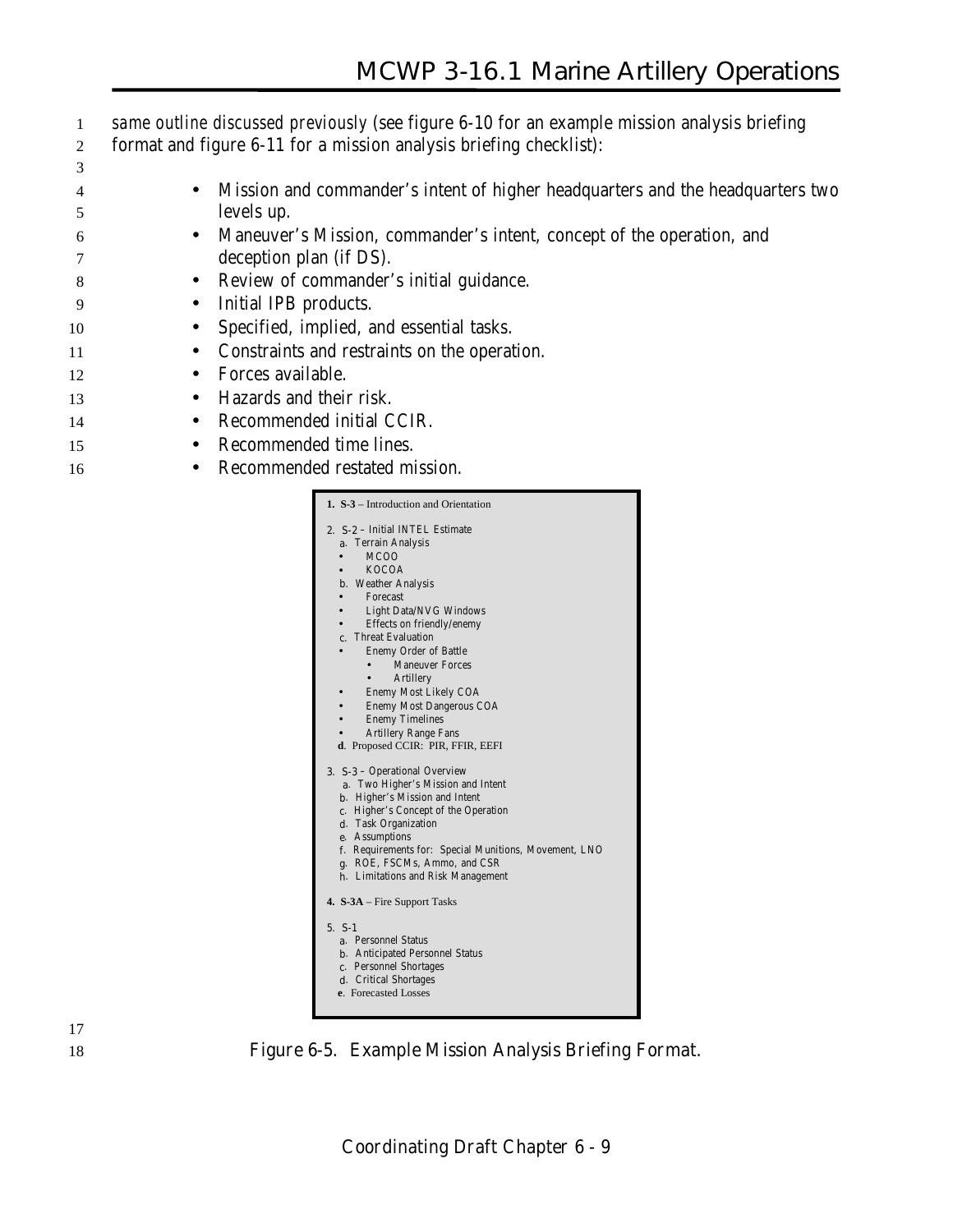same outline discussed previously (see figure 6-10 for an example mission analysis briefing format and figure 6-11 for a mission analysis briefing checklist):

- Mission and commander's intent of higher headquarters and the headquarters two levels up.
- Maneuver's Mission, commander's intent, concept of the operation, and deception plan (if DS).
- Review of commander's initial guidance.
- Initial IPB products.
- Specified, implied, and essential tasks.
- Constraints and restraints on the operation.
- Forces available.
- Hazards and their risk.
- Recommended initial CCIR.
- Recommended time lines.
- Recommended restated mission.

**1. S-3** – Introduction and Orientation

2. S-2 – Initial INTEL Estimate
   a. Terrain Analysis
   - MCOO
   - KOCOA

   b. Weather Analysis
   - Forecast
   - Light Data/NVG Windows
   - Effects on friendly/enemy

   c. Threat Evaluation
   - Enemy Order of Battle
     - Maneuver Forces
     - Artillery
   - Enemy Most Likely COA
   - Enemy Most Dangerous COA
   - Enemy Timelines
   - Artillery Range Fans

   **d**. Proposed CCIR: PIR, FFIR, EEFI

3. S-3 – Operational Overview
   a. Two Higher's Mission and Intent
   b. Higher's Mission and Intent
   c. Higher's Concept of the Operation
   d. Task Organization
   e. Assumptions
   f. Requirements for: Special Munitions, Movement, LNO
   g. ROE, FSCMs, Ammo, and CSR
   h. Limitations and Risk Management

**4. S-3A** – Fire Support Tasks

5. S-1
   a. Personnel Status
   b. Anticipated Personnel Status
   c. Personnel Shortages
   d. Critical Shortages
   **e**. Forecasted Losses

Figure 6-5. Example Mission Analysis Briefing Format.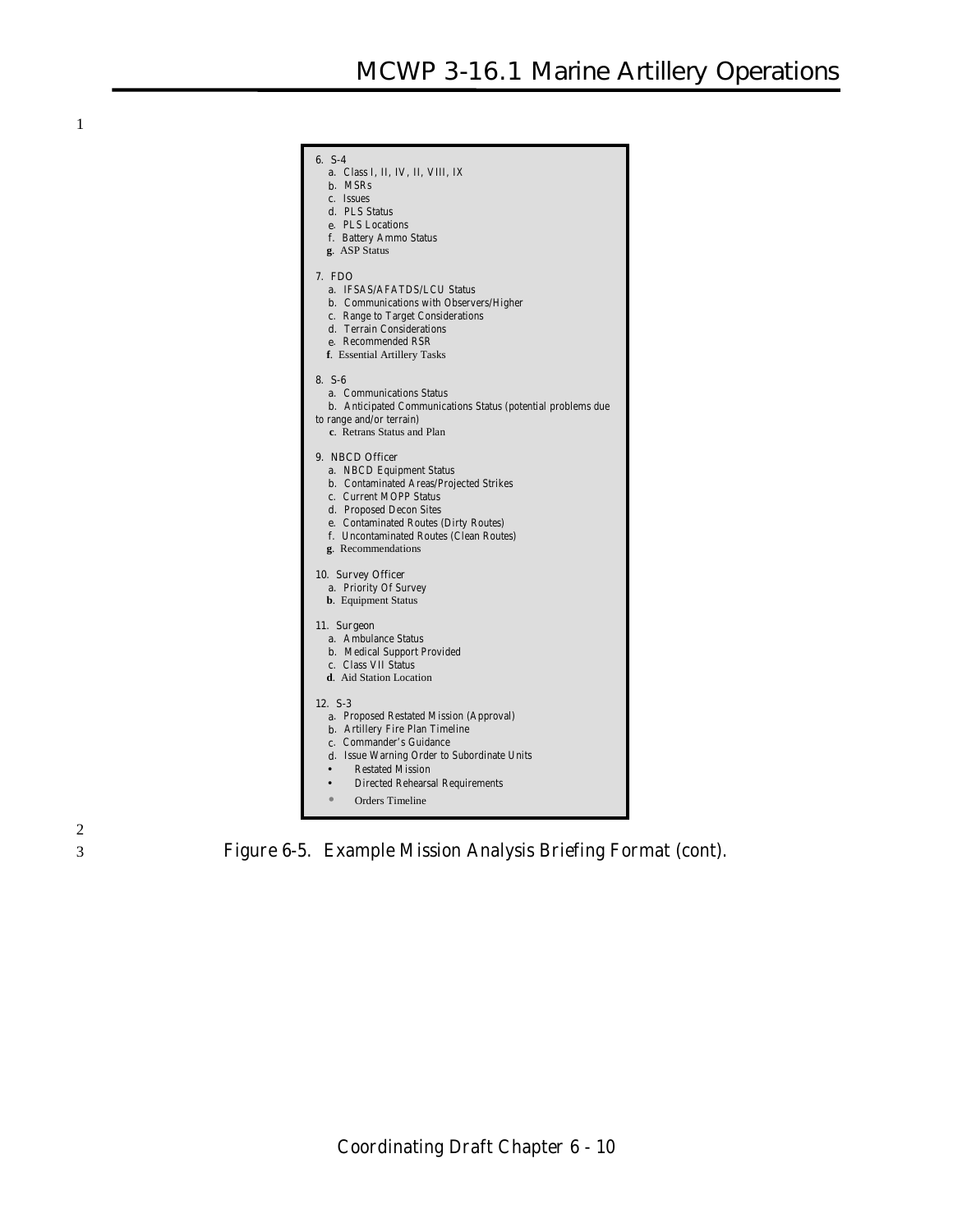6. S-4
   a. Class I, II, IV, II, VIII, IX
   b. MSRs
   c. Issues
   d. PLS Status
   e. PLS Locations
   f. Battery Ammo Status
   **g**. ASP Status

7. FDO
   a. IFSAS/AFATDS/LCU Status
   b. Communications with Observers/Higher
   c. Range to Target Considerations
   d. Terrain Considerations
   e. Recommended RSR
   **f**. Essential Artillery Tasks

8. S-6
   a. Communications Status
   b. Anticipated Communications Status (potential problems due to range and/or terrain)
   **c**. Retrans Status and Plan

9. NBCD Officer
   a. NBCD Equipment Status
   b. Contaminated Areas/Projected Strikes
   c. Current MOPP Status
   d. Proposed Decon Sites
   e. Contaminated Routes (Dirty Routes)
   f. Uncontaminated Routes (Clean Routes)
   **g**. Recommendations

10. Survey Officer
   a. Priority Of Survey
   **b**. Equipment Status

11. Surgeon
   a. Ambulance Status
   b. Medical Support Provided
   c. Class VII Status
   **d**. Aid Station Location

12. S-3
   a. Proposed Restated Mission (Approval)
   b. Artillery Fire Plan Timeline
   c. Commander's Guidance
   d. Issue Warning Order to Subordinate Units
   - Restated Mission
   - Directed Rehearsal Requirements
   - Orders Timeline

Figure 6-5. Example Mission Analysis Briefing Format (cont).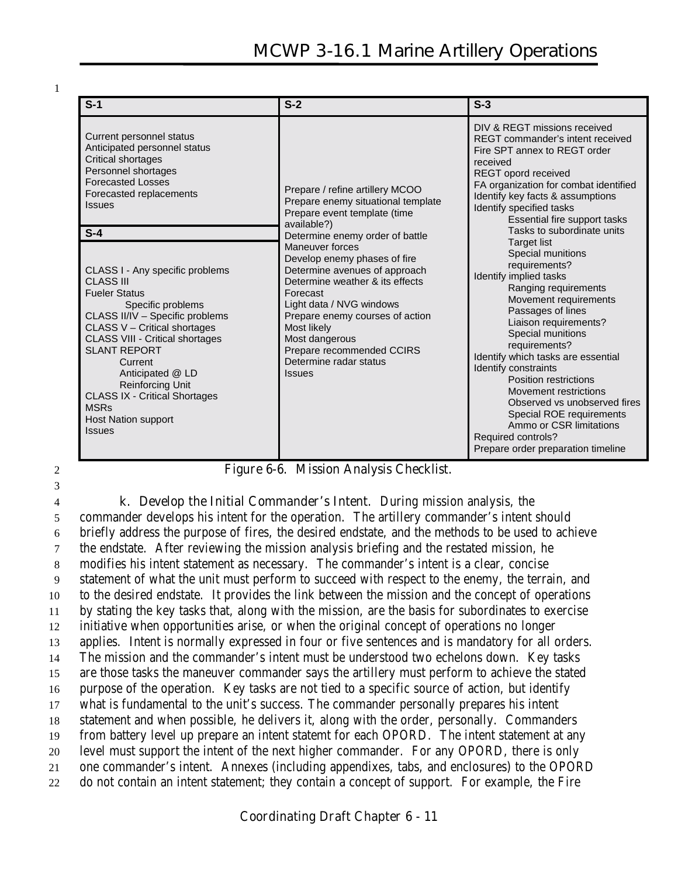| S-1 | S-2 | S-3 |
|---|---|---|
| Current personnel status<br>Anticipated personnel status<br>Critical shortages<br>Personnel shortages<br>Forecasted Losses<br>Forecasted replacements<br>Issues<br><br>**S-4**<br><br>CLASS I - Any specific problems<br>CLASS III<br>Fueler Status<br>Specific problems<br>CLASS II/IV – Specific problems<br>CLASS V – Critical shortages<br>CLASS VIII - Critical shortages<br>SLANT REPORT<br>Current<br>Anticipated @ LD<br>Reinforcing Unit<br>CLASS IX - Critical Shortages<br>MSRs<br>Host Nation support<br>Issues | Prepare / refine artillery MCOO<br>Prepare enemy situational template<br>Prepare event template (time available?)<br>Determine enemy order of battle<br>Maneuver forces<br>Develop enemy phases of fire<br>Determine avenues of approach<br>Determine weather & its effects<br>Forecast<br>Light data / NVG windows<br>Prepare enemy courses of action<br>Most likely<br>Most dangerous<br>Prepare recommended CCIRS<br>Determine radar status<br>Issues | DIV & REGT missions received<br>REGT commander's intent received<br>Fire SPT annex to REGT order received<br>REGT opord received<br>FA organization for combat identified<br>Identify key facts & assumptions<br>Identify specified tasks<br>Essential fire support tasks<br>Tasks to subordinate units<br>Target list<br>Special munitions requirements?<br>Identify implied tasks<br>Ranging requirements<br>Movement requirements<br>Passages of lines<br>Liaison requirements?<br>Special munitions requirements?<br>Identify which tasks are essential<br>Identify constraints<br>Position restrictions<br>Movement restrictions<br>Observed vs unobserved fires<br>Special ROE requirements<br>Ammo or CSR limitations<br>Required controls?<br>Prepare order preparation timeline |

Figure 6-6. Mission Analysis Checklist.

k. Develop the Initial Commander's Intent. During mission analysis, the commander develops his intent for the operation. The artillery commander's intent should briefly address the purpose of fires, the desired endstate, and the methods to be used to achieve the endstate. After reviewing the mission analysis briefing and the restated mission, he modifies his intent statement as necessary. The commander's intent is a clear, concise statement of what the unit must perform to succeed with respect to the enemy, the terrain, and to the desired endstate. It provides the link between the mission and the concept of operations by stating the key tasks that, along with the mission, are the basis for subordinates to exercise initiative when opportunities arise, or when the original concept of operations no longer applies. Intent is normally expressed in four or five sentences and is mandatory for all orders. The mission and the commander's intent must be understood two echelons down. Key tasks are those tasks the maneuver commander says the artillery must perform to achieve the stated purpose of the operation. Key tasks are not tied to a specific source of action, but identify what is fundamental to the unit's success. The commander personally prepares his intent statement and when possible, he delivers it, along with the order, personally. Commanders from battery level up prepare an intent statemt for each OPORD. The intent statement at any level must support the intent of the next higher commander. For any OPORD, there is only one commander's intent. Annexes (including appendixes, tabs, and enclosures) to the OPORD do not contain an intent statement; they contain a concept of support. For example, the Fire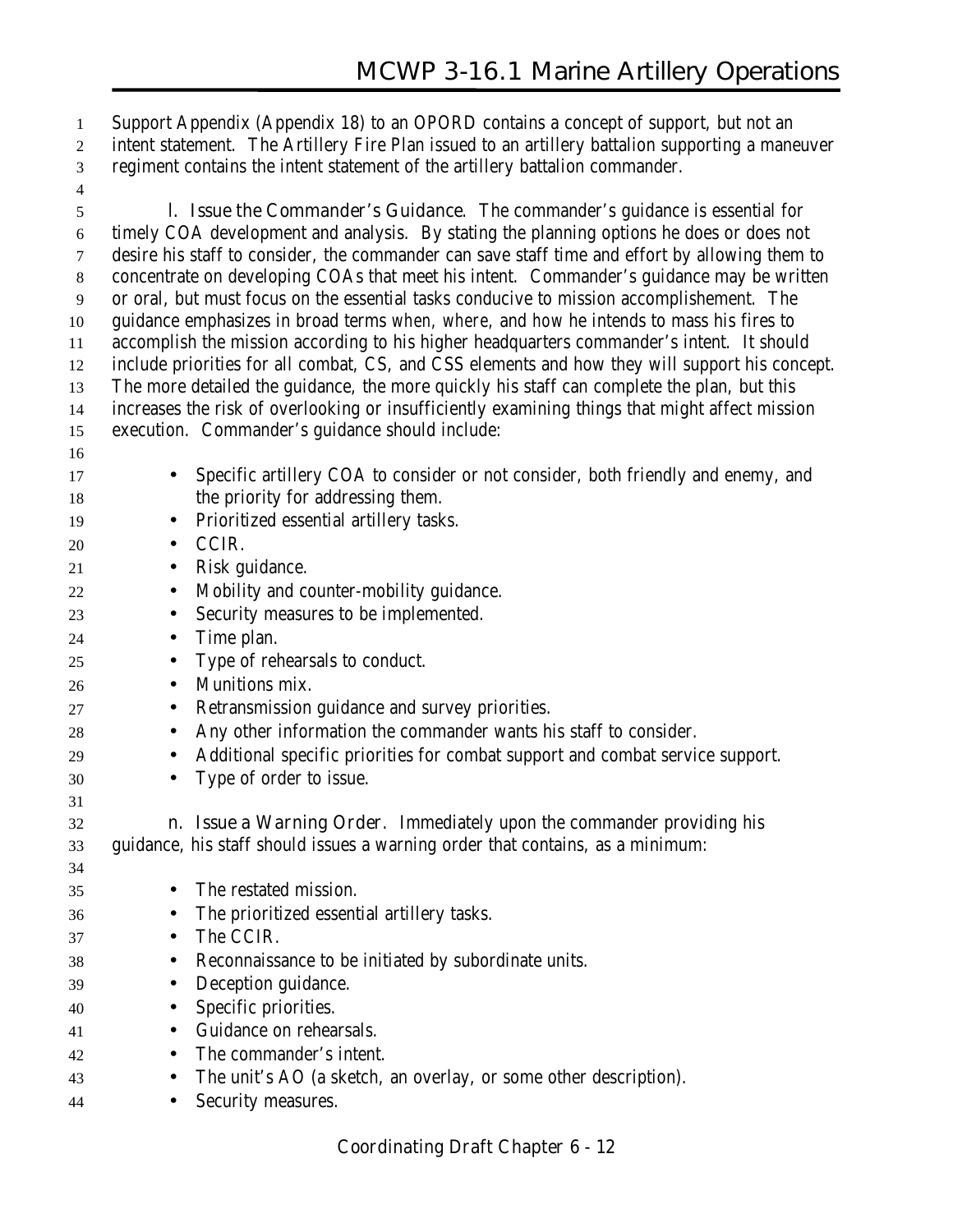Support Appendix (Appendix 18) to an OPORD contains a concept of support, but not an intent statement. The Artillery Fire Plan issued to an artillery battalion supporting a maneuver regiment contains the intent statement of the artillery battalion commander.

**l. Issue the Commander's Guidance**. The commander's guidance is essential for timely COA development and analysis. By stating the planning options he does or does not desire his staff to consider, the commander can save staff time and effort by allowing them to concentrate on developing COAs that meet his intent. Commander's guidance may be written or oral, but must focus on the essential tasks conducive to mission accomplishement. The guidance emphasizes in broad terms *when, where,* and *how* he intends to mass his fires to accomplish the mission according to his higher headquarters commander's intent. It should include priorities for all combat, CS, and CSS elements and how they will support his concept. The more detailed the guidance, the more quickly his staff can complete the plan, but this increases the risk of overlooking or insufficiently examining things that might affect mission execution. Commander's guidance should include:

- Specific artillery COA to consider or not consider, both friendly and enemy, and the priority for addressing them.
- Prioritized essential artillery tasks.
- CCIR.
- Risk guidance.
- Mobility and counter-mobility guidance.
- Security measures to be implemented.
- Time plan.
- Type of rehearsals to conduct.
- Munitions mix.
- Retransmission guidance and survey priorities.
- Any other information the commander wants his staff to consider.
- Additional specific priorities for combat support and combat service support.
- Type of order to issue.

**n. Issue a Warning Order**. Immediately upon the commander providing his guidance, his staff should issues a warning order that contains, as a minimum:

- The restated mission.
- The prioritized essential artillery tasks.
- The CCIR.
- Reconnaissance to be initiated by subordinate units.
- Deception guidance.
- Specific priorities.
- Guidance on rehearsals.
- The commander's intent.
- The unit's AO (a sketch, an overlay, or some other description).
- Security measures.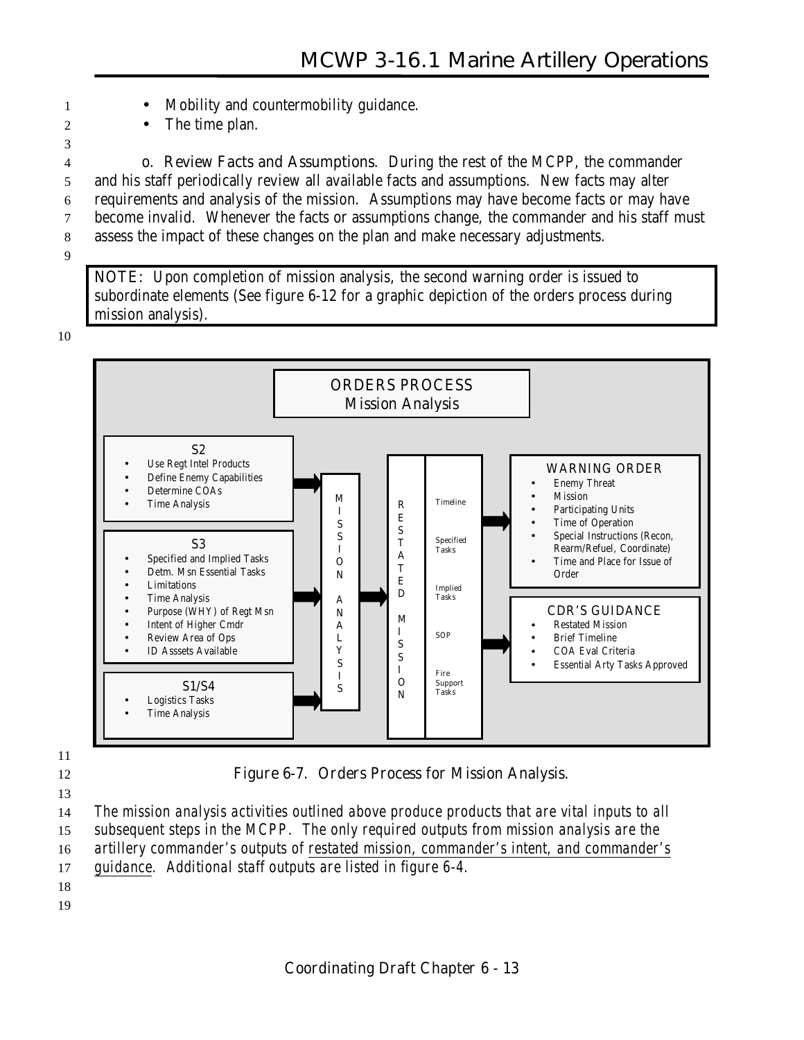- Mobility and countermobility guidance.
- The time plan.

o. Review Facts and Assumptions. During the rest of the MCPP, the commander and his staff periodically review all available facts and assumptions. New facts may alter requirements and analysis of the mission. Assumptions may have become facts or may have become invalid. Whenever the facts or assumptions change, the commander and his staff must assess the impact of these changes on the plan and make necessary adjustments.

> NOTE: Upon completion of mission analysis, the second warning order is issued to subordinate elements (See figure 6-12 for a graphic depiction of the orders process during mission analysis).

**ORDERS PROCESS**
**Mission Analysis**

**S2**
- Use Regt Intel Products
- Define Enemy Capabilities
- Determine COAs
- Time Analysis

**S3**
- Specified and Implied Tasks
- Detm. Msn Essential Tasks
- Limitations
- Time Analysis
- Purpose (WHY) of Regt Msn
- Intent of Higher Cmdr
- Review Area of Ops
- ID Asssets Available

**S1/S4**
- Logistics Tasks
- Time Analysis

→ MISSION ANALYSIS → RESTATED MISSION
- Timeline
- Specified Tasks
- Implied Tasks
- SOP
- Fire Support Tasks

→ **WARNING ORDER**
- Enemy Threat
- Mission
- Participating Units
- Time of Operation
- Special Instructions (Recon, Rearm/Refuel, Coordinate)
- Time and Place for Issue of Order

→ **CDR'S GUIDANCE**
- Restated Mission
- Brief Timeline
- COA Eval Criteria
- Essential Arty Tasks Approved

Figure 6-7. Orders Process for Mission Analysis.

*The mission analysis activities outlined above produce products that are vital inputs to all subsequent steps in the MCPP. The only required outputs from mission analysis are the artillery commander's outputs of restated mission, commander's intent, and commander's guidance. Additional staff outputs are listed in figure 6-4.*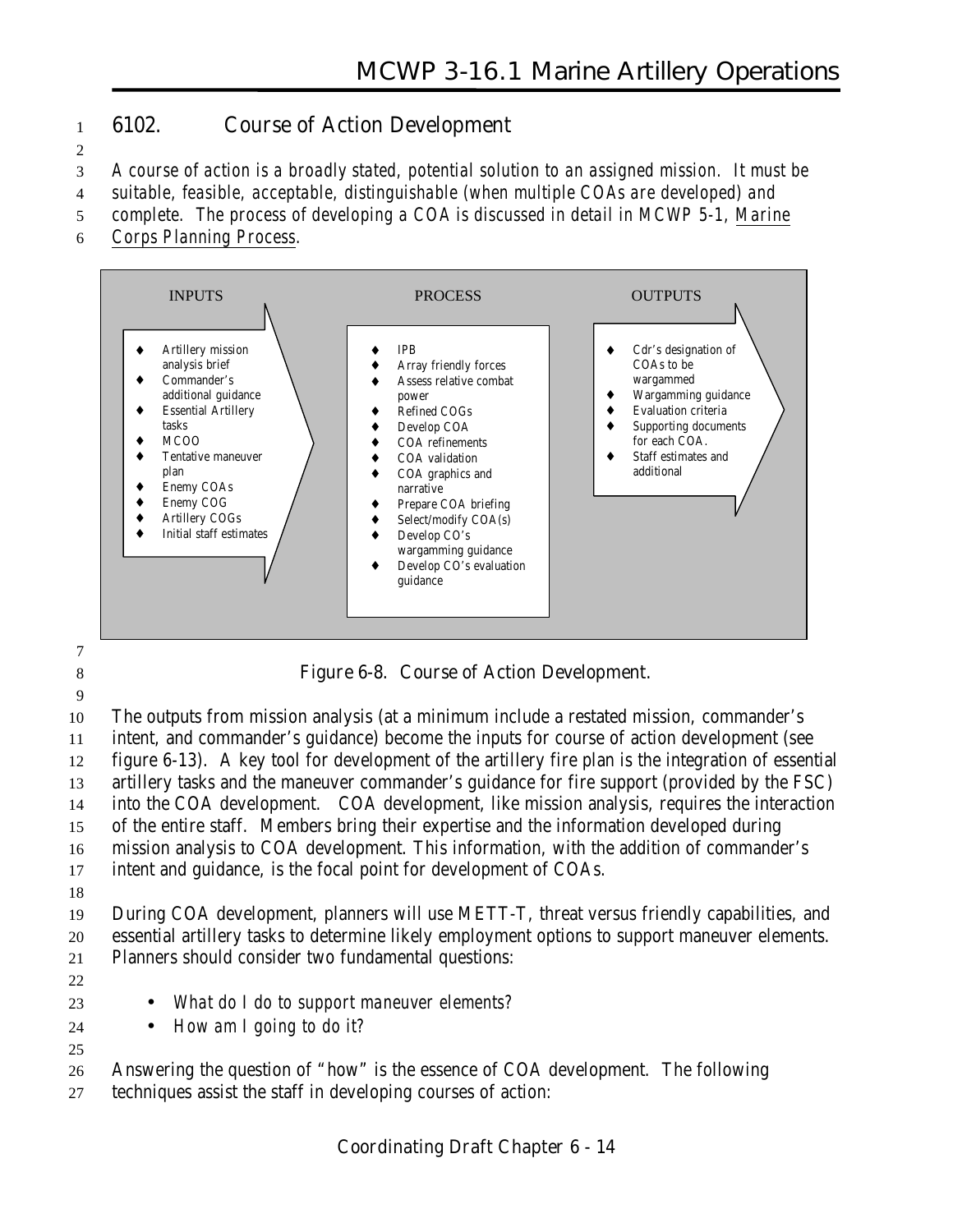## 6102. Course of Action Development

*A course of action is a broadly stated, potential solution to an assigned mission. It must be suitable, feasible, acceptable, distinguishable (when multiple COAs are developed) and complete. The process of developing a COA is discussed in detail in MCWP 5-1, Marine Corps Planning Process.*

| INPUTS | PROCESS | OUTPUTS |
| --- | --- | --- |
| ♦ Artillery mission analysis brief<br>♦ Commander's additional guidance<br>♦ Essential Artillery tasks<br>♦ MCOO<br>♦ Tentative maneuver plan<br>♦ Enemy COAs<br>♦ Enemy COG<br>♦ Artillery COGs<br>♦ Initial staff estimates | ♦ IPB<br>♦ Array friendly forces<br>♦ Assess relative combat power<br>♦ Refined COGs<br>♦ Develop COA<br>♦ COA refinements<br>♦ COA validation<br>♦ COA graphics and narrative<br>♦ Prepare COA briefing<br>♦ Select/modify COA(s)<br>♦ Develop CO's wargamming guidance<br>♦ Develop CO's evaluation guidance | ♦ Cdr's designation of COAs to be wargammed<br>♦ Wargamming guidance<br>♦ Evaluation criteria<br>♦ Supporting documents for each COA.<br>♦ Staff estimates and additional |

Figure 6-8. Course of Action Development.

The outputs from mission analysis (at a minimum include a restated mission, commander's intent, and commander's guidance) become the inputs for course of action development (see figure 6-13). A key tool for development of the artillery fire plan is the integration of essential artillery tasks and the maneuver commander's guidance for fire support (provided by the FSC) into the COA development. COA development, like mission analysis, requires the interaction of the entire staff. Members bring their expertise and the information developed during mission analysis to COA development. This information, with the addition of commander's intent and guidance, is the focal point for development of COAs.

During COA development, planners will use METT-T, threat versus friendly capabilities, and essential artillery tasks to determine likely employment options to support maneuver elements. Planners should consider two fundamental questions:

- *What do I do to support maneuver elements?*
- *How am I going to do it?*

Answering the question of "how" is the essence of COA development. The following techniques assist the staff in developing courses of action: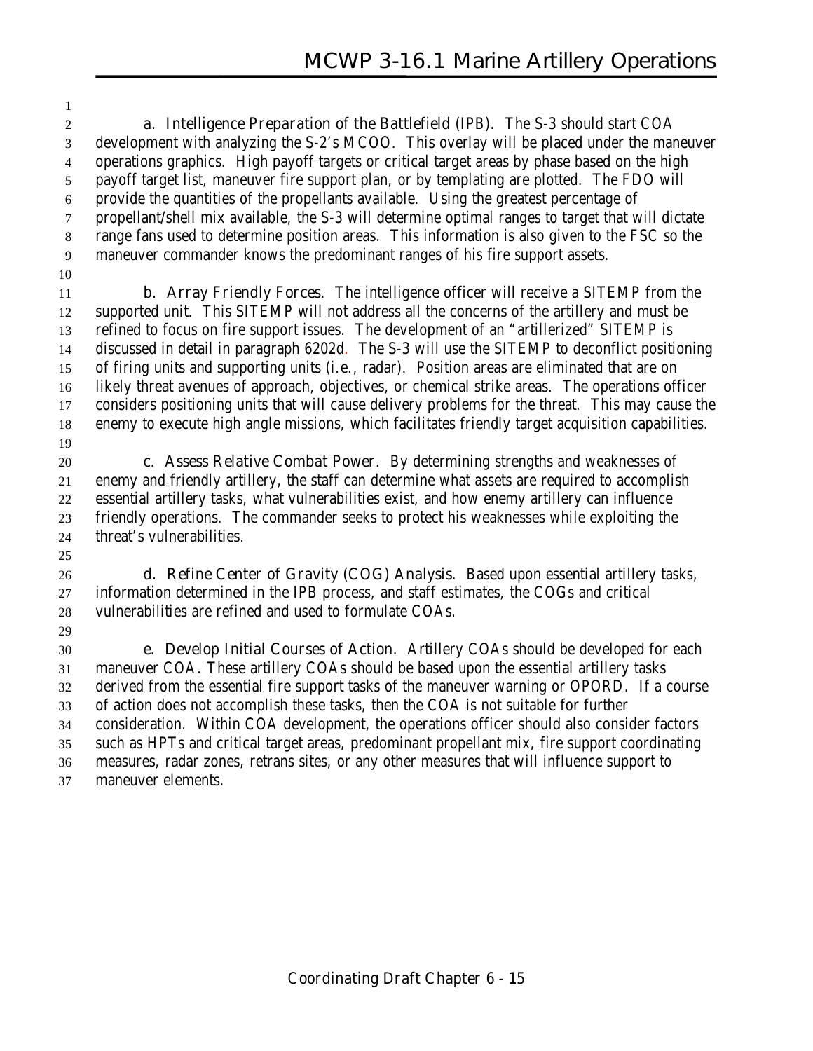a. Intelligence Preparation of the Battlefield (IPB). The S-3 should start COA development with analyzing the S-2's MCOO. This overlay will be placed under the maneuver operations graphics. High payoff targets or critical target areas by phase based on the high payoff target list, maneuver fire support plan, or by templating are plotted. The FDO will provide the quantities of the propellants available. Using the greatest percentage of propellant/shell mix available, the S-3 will determine optimal ranges to target that will dictate range fans used to determine position areas. This information is also given to the FSC so the maneuver commander knows the predominant ranges of his fire support assets.

b. Array Friendly Forces. The intelligence officer will receive a SITEMP from the supported unit. This SITEMP will not address all the concerns of the artillery and must be refined to focus on fire support issues. The development of an "artillerized" SITEMP is discussed in detail in paragraph 6202d. The S-3 will use the SITEMP to deconflict positioning of firing units and supporting units (i.e., radar). Position areas are eliminated that are on likely threat avenues of approach, objectives, or chemical strike areas. The operations officer considers positioning units that will cause delivery problems for the threat. This may cause the enemy to execute high angle missions, which facilitates friendly target acquisition capabilities.

c. Assess Relative Combat Power. By determining strengths and weaknesses of enemy and friendly artillery, the staff can determine what assets are required to accomplish essential artillery tasks, what vulnerabilities exist, and how enemy artillery can influence friendly operations. The commander seeks to protect his weaknesses while exploiting the threat's vulnerabilities.

d. Refine Center of Gravity (COG) Analysis. Based upon essential artillery tasks, information determined in the IPB process, and staff estimates, the COGs and critical vulnerabilities are refined and used to formulate COAs.

e. Develop Initial Courses of Action. Artillery COAs should be developed for each maneuver COA. These artillery COAs should be based upon the essential artillery tasks derived from the essential fire support tasks of the maneuver warning or OPORD. If a course of action does not accomplish these tasks, then the COA is not suitable for further consideration. Within COA development, the operations officer should also consider factors such as HPTs and critical target areas, predominant propellant mix, fire support coordinating measures, radar zones, retrans sites, or any other measures that will influence support to maneuver elements.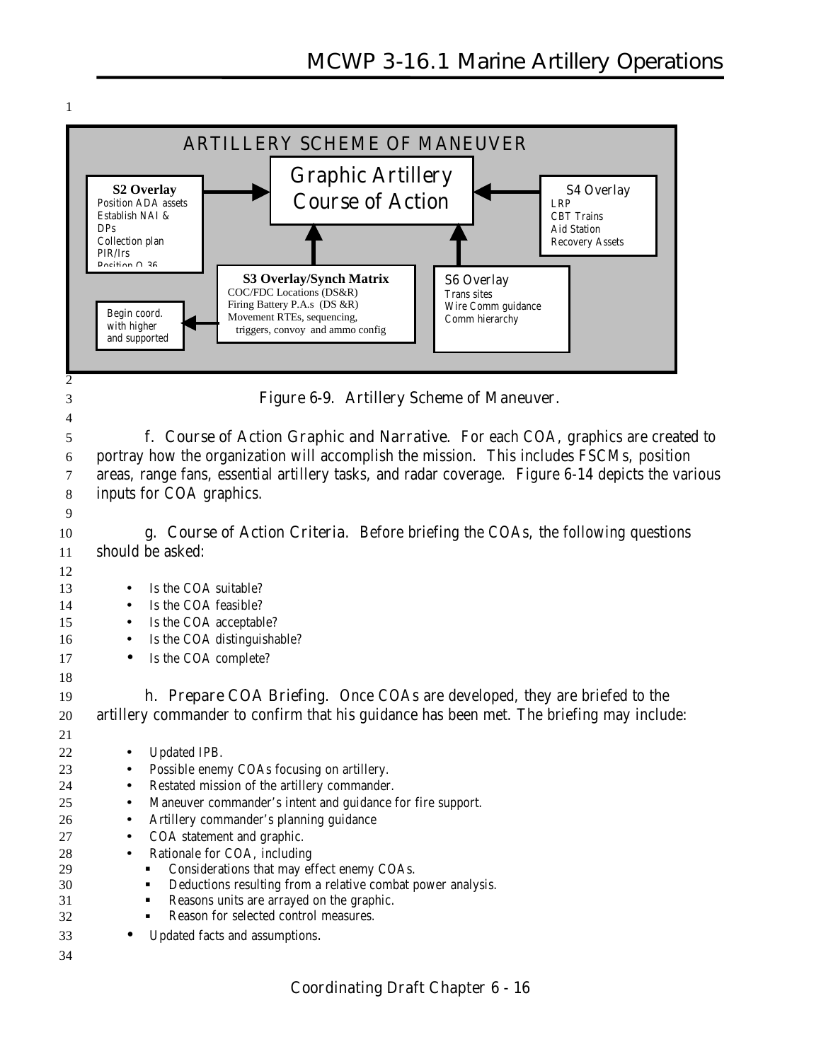ARTILLERY SCHEME OF MANEUVER

Graphic Artillery Course of Action

**S2 Overlay**
Position ADA assets
Establish NAI & DPs
Collection plan
PIR/Irs
Position Q-36

**S4 Overlay**
LRP
CBT Trains
Aid Station
Recovery Assets

**S3 Overlay/Synch Matrix**
COC/FDC Locations (DS&R)
Firing Battery P.A.s (DS &R)
Movement RTEs, sequencing, triggers, convoy and ammo config

**S6 Overlay**
Trans sites
Wire Comm guidance
Comm hierarchy

Begin coord. with higher and supported

Figure 6-9. Artillery Scheme of Maneuver.

f. Course of Action Graphic and Narrative. For each COA, graphics are created to portray how the organization will accomplish the mission. This includes FSCMs, position areas, range fans, essential artillery tasks, and radar coverage. Figure 6-14 depicts the various inputs for COA graphics.

g. Course of Action Criteria. Before briefing the COAs, the following questions should be asked:

- Is the COA suitable?
- Is the COA feasible?
- Is the COA acceptable?
- Is the COA distinguishable?
- Is the COA complete?

h. Prepare COA Briefing. Once COAs are developed, they are briefed to the artillery commander to confirm that his guidance has been met. The briefing may include:

- Updated IPB.
- Possible enemy COAs focusing on artillery.
- Restated mission of the artillery commander.
- Maneuver commander's intent and guidance for fire support.
- Artillery commander's planning guidance
- COA statement and graphic.
- Rationale for COA, including
  - Considerations that may effect enemy COAs.
  - Deductions resulting from a relative combat power analysis.
  - Reasons units are arrayed on the graphic.
  - Reason for selected control measures.
- Updated facts and assumptions.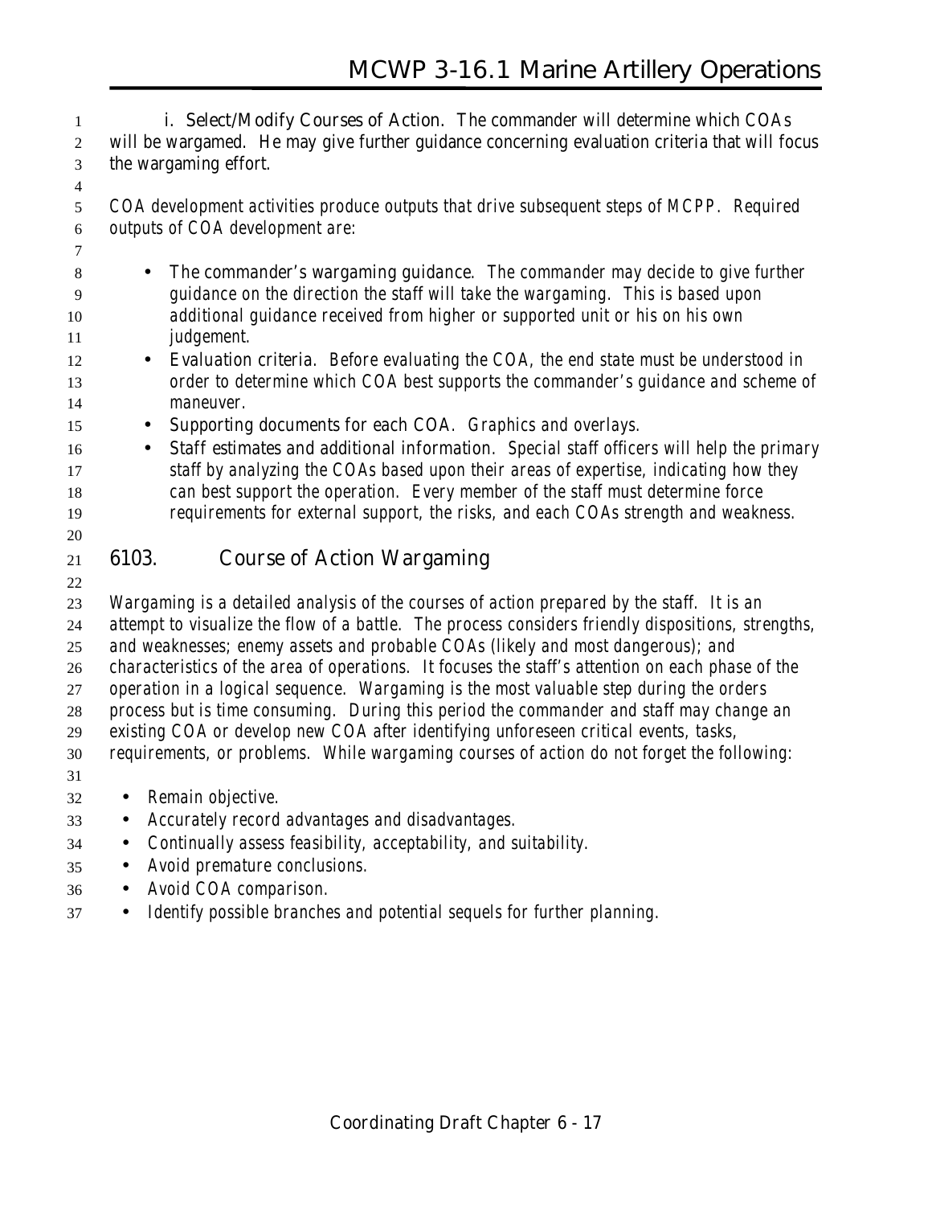**i. Select/Modify Courses of Action.** The commander will determine which COAs will be wargamed. He may give further guidance concerning evaluation criteria that will focus the wargaming effort.

COA development activities produce outputs that drive subsequent steps of MCPP. Required outputs of COA development are:

- **The commander's wargaming guidance.** The commander may decide to give further guidance on the direction the staff will take the wargaming. This is based upon additional guidance received from higher or supported unit or his on his own judgement.
- **Evaluation criteria.** Before evaluating the COA, the end state must be understood in order to determine which COA best supports the commander's guidance and scheme of maneuver.
- **Supporting documents for each COA.** Graphics and overlays.
- **Staff estimates and additional information.** Special staff officers will help the primary staff by analyzing the COAs based upon their areas of expertise, indicating how they can best support the operation. Every member of the staff must determine force requirements for external support, the risks, and each COAs strength and weakness.

## 6103. Course of Action Wargaming

Wargaming is a detailed analysis of the courses of action prepared by the staff. It is an attempt to visualize the flow of a battle. The process considers friendly dispositions, strengths, and weaknesses; enemy assets and probable COAs (likely and most dangerous); and characteristics of the area of operations. It focuses the staff's attention on each phase of the operation in a logical sequence. Wargaming is the most valuable step during the orders process but is time consuming. During this period the commander and staff may change an existing COA or develop new COA after identifying unforeseen critical events, tasks, requirements, or problems. While wargaming courses of action do not forget the following:

- Remain objective.
- Accurately record advantages and disadvantages.
- Continually assess feasibility, acceptability, and suitability.
- Avoid premature conclusions.
- Avoid COA comparison.
- Identify possible branches and potential sequels for further planning.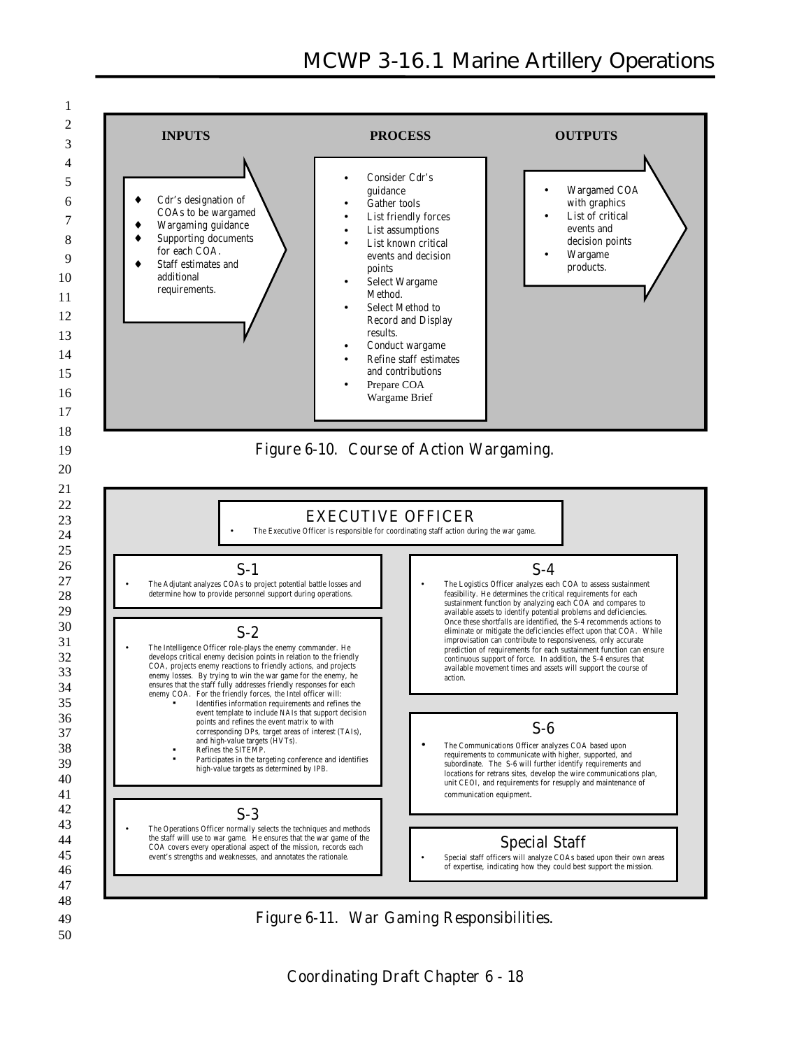**INPUTS**

- Cdr's designation of COAs to be wargamed
- Wargaming guidance
- Supporting documents for each COA.
- Staff estimates and additional requirements.

**PROCESS**

- Consider Cdr's guidance
- Gather tools
- List friendly forces
- List assumptions
- List known critical events and decision points
- Select Wargame Method.
- Select Method to Record and Display results.
- Conduct wargame
- Refine staff estimates and contributions
- Prepare COA Wargame Brief

**OUTPUTS**

- Wargamed COA with graphics
- List of critical events and decision points
- Wargame products.

Figure 6-10. Course of Action Wargaming.

**EXECUTIVE OFFICER**

- The Executive Officer is responsible for coordinating staff action during the war game.

**S-1**

- The Adjutant analyzes COAs to project potential battle losses and determine how to provide personnel support during operations.

**S-2**

- The Intelligence Officer role-plays the enemy commander. He develops critical enemy decision points in relation to the friendly COA, projects enemy reactions to friendly actions, and projects enemy losses. By trying to win the war game for the enemy, he ensures that the staff fully addresses friendly responses for each enemy COA. For the friendly forces, the Intel officer will:
  - Identifies information requirements and refines the event template to include NAIs that support decision points and refines the event matrix to with corresponding DPs, target areas of interest (TAIs), and high-value targets (HVTs).
  - Refines the SITEMP.
  - Participates in the targeting conference and identifies high-value targets as determined by IPB.

**S-3**

- The Operations Officer normally selects the techniques and methods the staff will use to war game. He ensures that the war game of the COA covers every operational aspect of the mission, records each event's strengths and weaknesses, and annotates the rationale.

**S-4**

- The Logistics Officer analyzes each COA to assess sustainment feasibility. He determines the critical requirements for each sustainment function by analyzing each COA and compares to available assets to identify potential problems and deficiencies. Once these shortfalls are identified, the S-4 recommends actions to eliminate or mitigate the deficiencies effect upon that COA. While improvisation can contribute to responsiveness, only accurate prediction of requirements for each sustainment function can ensure continuous support of force. In addition, the S-4 ensures that available movement times and assets will support the course of action.

**S-6**

- The Communications Officer analyzes COA based upon requirements to communicate with higher, supported, and subordinate. The S-6 will further identify requirements and locations for retrans sites, develop the wire communications plan, unit CEOI, and requirements for resupply and maintenance of communication equipment.

**Special Staff**

- Special staff officers will analyze COAs based upon their own areas of expertise, indicating how they could best support the mission.

Figure 6-11. War Gaming Responsibilities.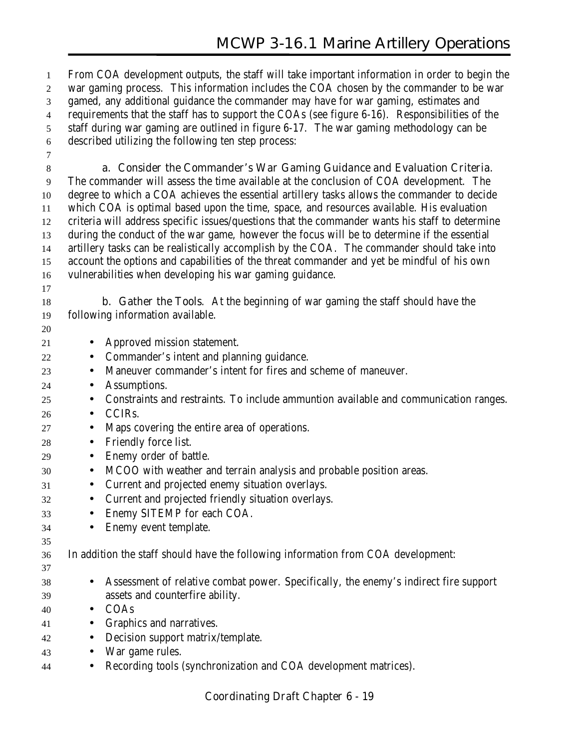From COA development outputs, the staff will take important information in order to begin the war gaming process. This information includes the COA chosen by the commander to be war gamed, any additional guidance the commander may have for war gaming, estimates and requirements that the staff has to support the COAs (see figure 6-16). Responsibilities of the staff during war gaming are outlined in figure 6-17. The war gaming methodology can be described utilizing the following ten step process:

**a. Consider the Commander's War Gaming Guidance and Evaluation Criteria.** The commander will assess the time available at the conclusion of COA development. The degree to which a COA achieves the essential artillery tasks allows the commander to decide which COA is optimal based upon the time, space, and resources available. His evaluation criteria will address specific issues/questions that the commander wants his staff to determine during the conduct of the war game, however the focus will be to determine if the essential artillery tasks can be realistically accomplish by the COA. The commander should take into account the options and capabilities of the threat commander and yet be mindful of his own vulnerabilities when developing his war gaming guidance.

**b. Gather the Tools.** At the beginning of war gaming the staff should have the following information available.

- Approved mission statement.
- Commander's intent and planning guidance.
- Maneuver commander's intent for fires and scheme of maneuver.
- Assumptions.
- Constraints and restraints. To include ammuntion available and communication ranges.
- CCIRs.
- Maps covering the entire area of operations.
- Friendly force list.
- Enemy order of battle.
- MCOO with weather and terrain analysis and probable position areas.
- Current and projected enemy situation overlays.
- Current and projected friendly situation overlays.
- Enemy SITEMP for each COA.
- Enemy event template.

In addition the staff should have the following information from COA development:

- Assessment of relative combat power. Specifically, the enemy's indirect fire support assets and counterfire ability.
- COAs
- Graphics and narratives.
- Decision support matrix/template.
- War game rules.
- Recording tools (synchronization and COA development matrices).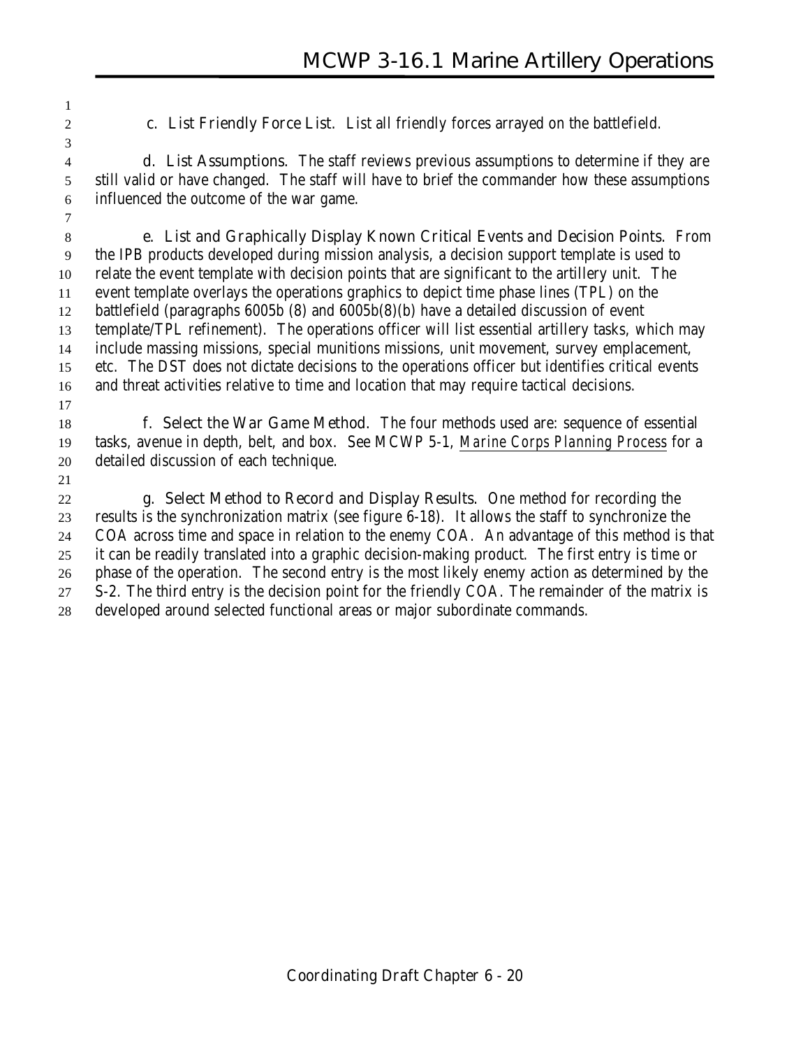**c. List Friendly Force List.** List all friendly forces arrayed on the battlefield.

**d. List Assumptions.** The staff reviews previous assumptions to determine if they are still valid or have changed. The staff will have to brief the commander how these assumptions influenced the outcome of the war game.

**e. List and Graphically Display Known Critical Events and Decision Points.** From the IPB products developed during mission analysis, a decision support template is used to relate the event template with decision points that are significant to the artillery unit. The event template overlays the operations graphics to depict time phase lines (TPL) on the battlefield (paragraphs 6005b (8) and 6005b(8)(b) have a detailed discussion of event template/TPL refinement). The operations officer will list essential artillery tasks, which may include massing missions, special munitions missions, unit movement, survey emplacement, etc. The DST does not dictate decisions to the operations officer but identifies critical events and threat activities relative to time and location that may require tactical decisions.

**f. Select the War Game Method.** The four methods used are: sequence of essential tasks, avenue in depth, belt, and box. See MCWP 5-1, *Marine Corps Planning Process* for a detailed discussion of each technique.

**g. Select Method to Record and Display Results.** One method for recording the results is the synchronization matrix (see figure 6-18). It allows the staff to synchronize the COA across time and space in relation to the enemy COA. An advantage of this method is that it can be readily translated into a graphic decision-making product. The first entry is time or phase of the operation. The second entry is the most likely enemy action as determined by the S-2. The third entry is the decision point for the friendly COA. The remainder of the matrix is developed around selected functional areas or major subordinate commands.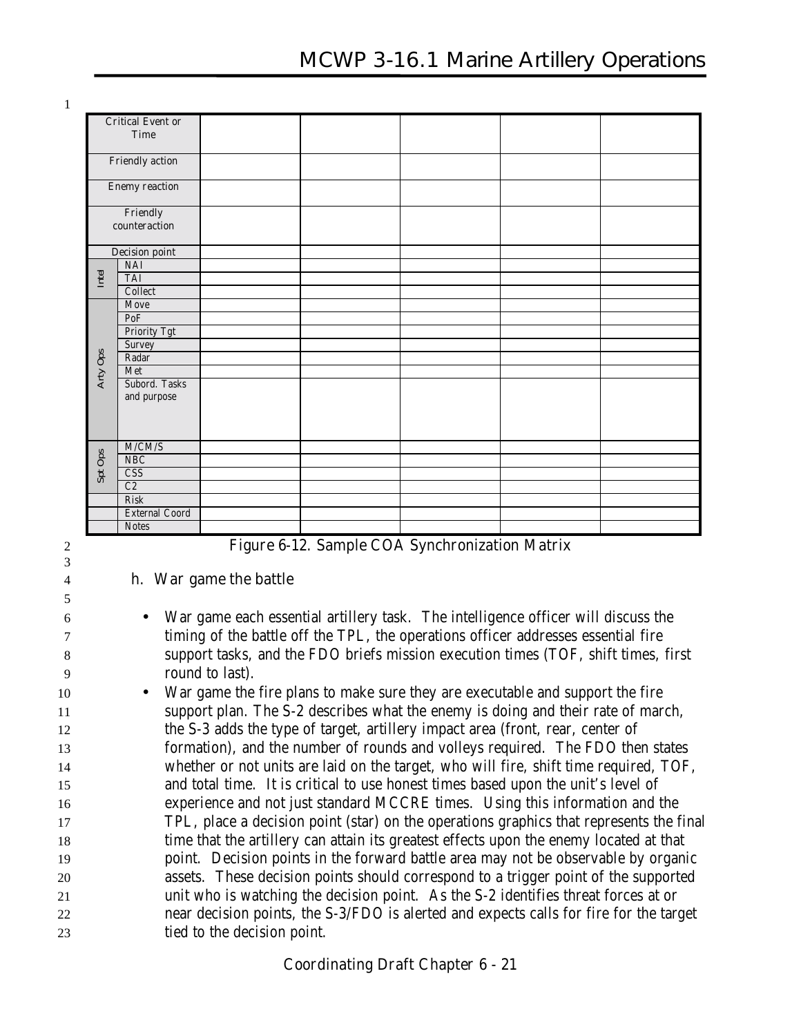| Critical Event or Time | | | | | | |
|---|---|---|---|---|---|---|
| Friendly action | | | | | | |
| Enemy reaction | | | | | | |
| Friendly counteraction | | | | | | |
| Decision point | | | | | | |
| Intel | NAI | | | | | |
| | TAI | | | | | |
| | Collect | | | | | |
| Arty Ops | Move | | | | | |
| | PoF | | | | | |
| | Priority Tgt | | | | | |
| | Survey | | | | | |
| | Radar | | | | | |
| | Met | | | | | |
| | Subord. Tasks and purpose | | | | | |
| Spt Ops | M/CM/S | | | | | |
| | NBC | | | | | |
| | CSS | | | | | |
| | C2 | | | | | |
| | Risk | | | | | |
| | External Coord | | | | | |
| | Notes | | | | | |

Figure 6-12. Sample COA Synchronization Matrix

h. War game the battle

- War game each essential artillery task. The intelligence officer will discuss the timing of the battle off the TPL, the operations officer addresses essential fire support tasks, and the FDO briefs mission execution times (TOF, shift times, first round to last).
- War game the fire plans to make sure they are executable and support the fire support plan. The S-2 describes what the enemy is doing and their rate of march, the S-3 adds the type of target, artillery impact area (front, rear, center of formation), and the number of rounds and volleys required. The FDO then states whether or not units are laid on the target, who will fire, shift time required, TOF, and total time. It is critical to use honest times based upon the unit's level of experience and not just standard MCCRE times. Using this information and the TPL, place a decision point (star) on the operations graphics that represents the final time that the artillery can attain its greatest effects upon the enemy located at that point. Decision points in the forward battle area may not be observable by organic assets. These decision points should correspond to a trigger point of the supported unit who is watching the decision point. As the S-2 identifies threat forces at or near decision points, the S-3/FDO is alerted and expects calls for fire for the target tied to the decision point.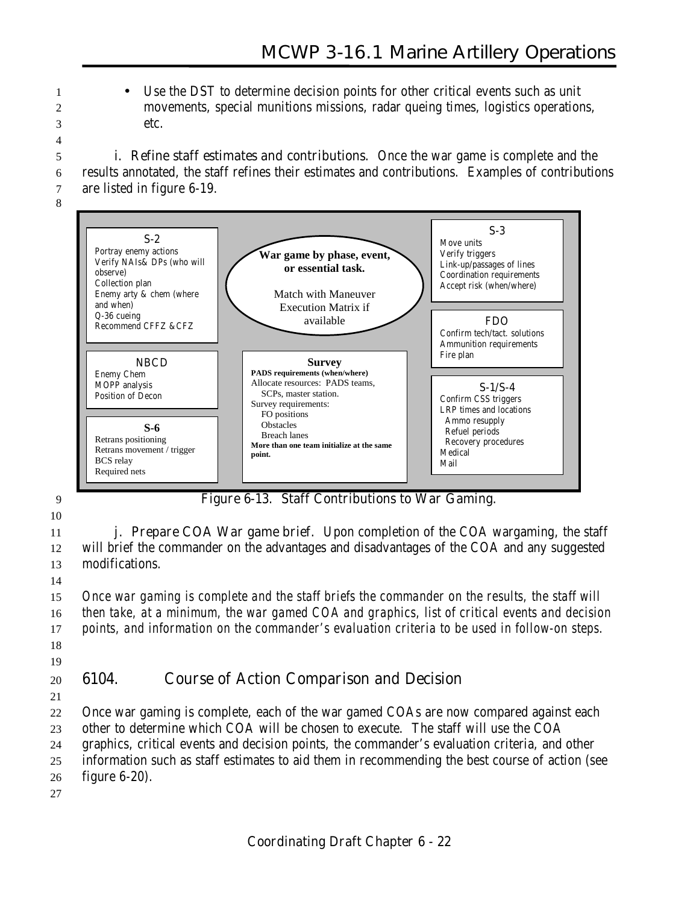- Use the DST to determine decision points for other critical events such as unit movements, special munitions missions, radar queing times, logistics operations, etc.

i. Refine staff estimates and contributions. Once the war game is complete and the results annotated, the staff refines their estimates and contributions. Examples of contributions are listed in figure 6-19.

**S-2**
Portray enemy actions
Verify NAIs& DPs (who will observe)
Collection plan
Enemy arty & chem (where and when)
Q-36 cueing
Recommend CFFZ &CFZ

**War game by phase, event, or essential task.**
Match with Maneuver Execution Matrix if available

**S-3**
Move units
Verify triggers
Link-up/passages of lines
Coordination requirements
Accept risk (when/where)

**FDO**
Confirm tech/tact. solutions
Ammunition requirements
Fire plan

**NBCD**
Enemy Chem
MOPP analysis
Position of Decon

**Survey**
**PADS requirements (when/where)**
Allocate resources: PADS teams, SCPs, master station.
Survey requirements:
- FO positions
- Obstacles
- Breach lanes

**More than one team initialize at the same point.**

**S-1/S-4**
Confirm CSS triggers
LRP times and locations
- Ammo resupply
- Refuel periods
- Recovery procedures

Medical
Mail

**S-6**
Retrans positioning
Retrans movement / trigger
BCS relay
Required nets

Figure 6-13. Staff Contributions to War Gaming.

j. Prepare COA War game brief. Upon completion of the COA wargaming, the staff will brief the commander on the advantages and disadvantages of the COA and any suggested modifications.

*Once war gaming is complete and the staff briefs the commander on the results, the staff will then take, at a minimum, the war gamed COA and graphics, list of critical events and decision points, and information on the commander's evaluation criteria to be used in follow-on steps.*

## 6104. Course of Action Comparison and Decision

Once war gaming is complete, each of the war gamed COAs are now compared against each other to determine which COA will be chosen to execute. The staff will use the COA graphics, critical events and decision points, the commander's evaluation criteria, and other information such as staff estimates to aid them in recommending the best course of action (see figure 6-20).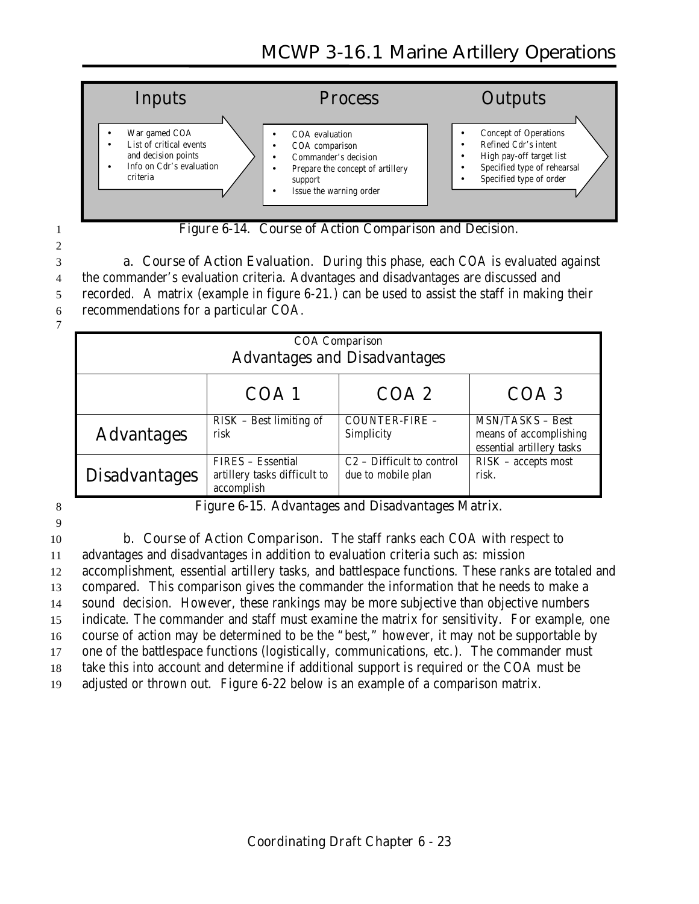| Inputs | Process | Outputs |
| --- | --- | --- |
| • War gamed COA<br>• List of critical events and decision points<br>• Info on Cdr's evaluation criteria | • COA evaluation<br>• COA comparison<br>• Commander's decision<br>• Prepare the concept of artillery support<br>• Issue the warning order | • Concept of Operations<br>• Refined Cdr's intent<br>• High pay-off target list<br>• Specified type of rehearsal<br>• Specified type of order |

Figure 6-14. Course of Action Comparison and Decision.

a. Course of Action Evaluation. During this phase, each COA is evaluated against the commander's evaluation criteria. Advantages and disadvantages are discussed and recorded. A matrix (example in figure 6-21.) can be used to assist the staff in making their recommendations for a particular COA.

| COA Comparison<br>Advantages and Disadvantages | | | |
| --- | --- | --- | --- |
| | COA 1 | COA 2 | COA 3 |
| Advantages | RISK – Best limiting of risk | COUNTER-FIRE – Simplicity | MSN/TASKS – Best means of accomplishing essential artillery tasks |
| Disadvantages | FIRES – Essential artillery tasks difficult to accomplish | C2 – Difficult to control due to mobile plan | RISK – accepts most risk. |

Figure 6-15. Advantages and Disadvantages Matrix.

b. Course of Action Comparison. The staff ranks each COA with respect to advantages and disadvantages in addition to evaluation criteria such as: mission accomplishment, essential artillery tasks, and battlespace functions. These ranks are totaled and compared. This comparison gives the commander the information that he needs to make a sound decision. However, these rankings may be more subjective than objective numbers indicate. The commander and staff must examine the matrix for sensitivity. For example, one course of action may be determined to be the "best," however, it may not be supportable by one of the battlespace functions (logistically, communications, etc.). The commander must take this into account and determine if additional support is required or the COA must be adjusted or thrown out. Figure 6-22 below is an example of a comparison matrix.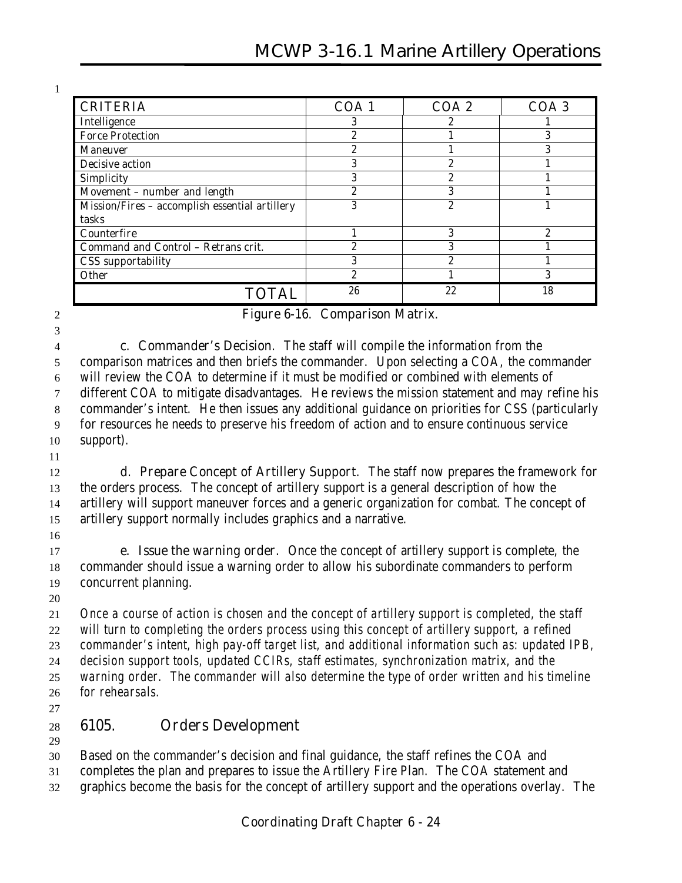| CRITERIA | COA 1 | COA 2 | COA 3 |
|---|---|---|---|
| Intelligence | 3 | 2 | 1 |
| Force Protection | 2 | 1 | 3 |
| Maneuver | 2 | 1 | 3 |
| Decisive action | 3 | 2 | 1 |
| Simplicity | 3 | 2 | 1 |
| Movement – number and length | 2 | 3 | 1 |
| Mission/Fires – accomplish essential artillery tasks | 3 | 2 | 1 |
| Counterfire | 1 | 3 | 2 |
| Command and Control – Retrans crit. | 2 | 3 | 1 |
| CSS supportability | 3 | 2 | 1 |
| Other | 2 | 1 | 3 |
| **TOTAL** | 26 | 22 | 18 |

Figure 6-16. Comparison Matrix.

**c. Commander's Decision.** The staff will compile the information from the comparison matrices and then briefs the commander. Upon selecting a COA, the commander will review the COA to determine if it must be modified or combined with elements of different COA to mitigate disadvantages. He reviews the mission statement and may refine his commander's intent. He then issues any additional guidance on priorities for CSS (particularly for resources he needs to preserve his freedom of action and to ensure continuous service support).

**d. Prepare Concept of Artillery Support.** The staff now prepares the framework for the orders process. The concept of artillery support is a general description of how the artillery will support maneuver forces and a generic organization for combat. The concept of artillery support normally includes graphics and a narrative.

**e. Issue the warning order.** Once the concept of artillery support is complete, the commander should issue a warning order to allow his subordinate commanders to perform concurrent planning.

*Once a course of action is chosen and the concept of artillery support is completed, the staff will turn to completing the orders process using this concept of artillery support, a refined commander's intent, high pay-off target list, and additional information such as: updated IPB, decision support tools, updated CCIRs, staff estimates, synchronization matrix, and the warning order. The commander will also determine the type of order written and his timeline for rehearsals.*

## 6105. Orders Development

Based on the commander's decision and final guidance, the staff refines the COA and completes the plan and prepares to issue the Artillery Fire Plan. The COA statement and graphics become the basis for the concept of artillery support and the operations overlay. The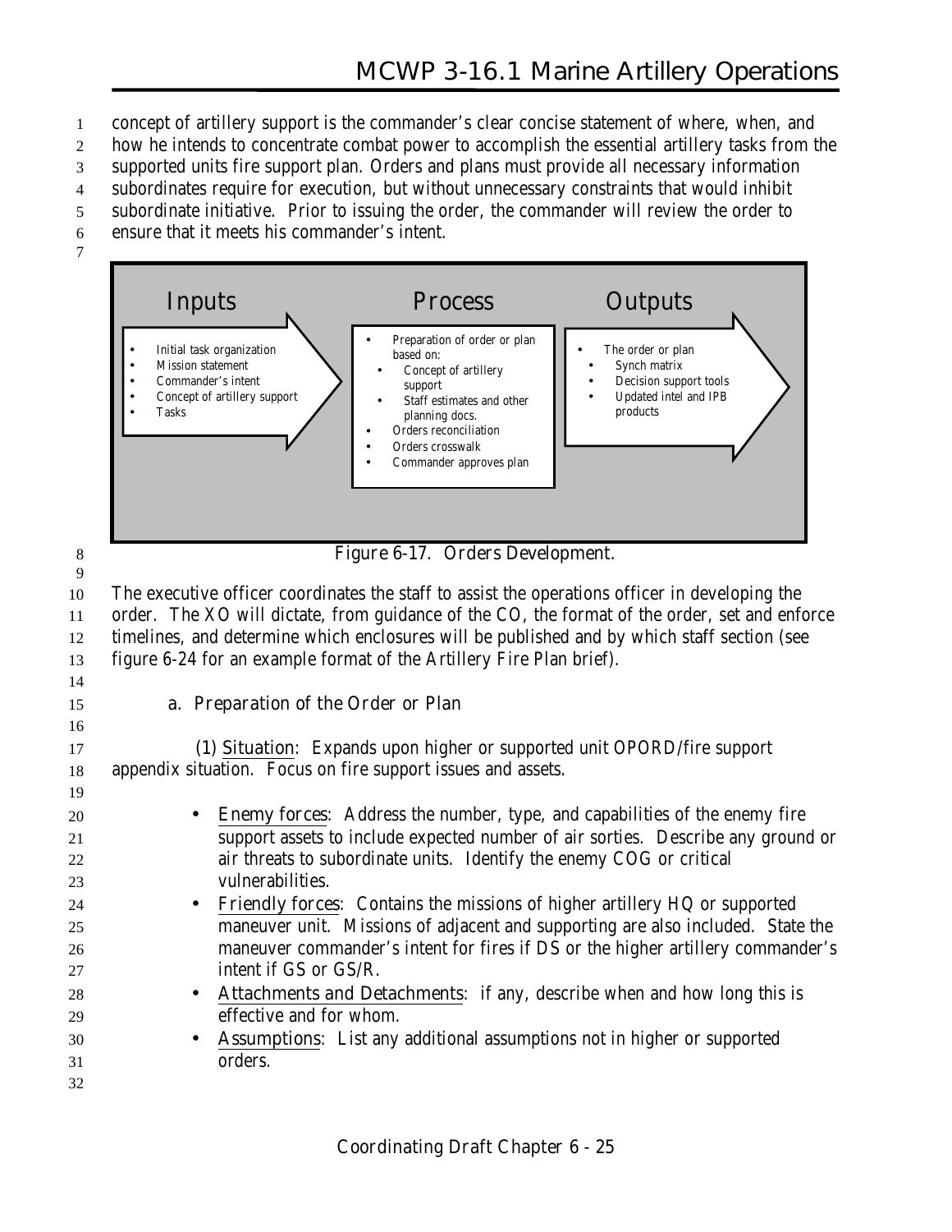concept of artillery support is the commander's clear concise statement of where, when, and how he intends to concentrate combat power to accomplish the essential artillery tasks from the supported units fire support plan. Orders and plans must provide all necessary information subordinates require for execution, but without unnecessary constraints that would inhibit subordinate initiative. Prior to issuing the order, the commander will review the order to ensure that it meets his commander's intent.

**Inputs**

- Initial task organization
- Mission statement
- Commander's intent
- Concept of artillery support
- Tasks

**Process**

- Preparation of order or plan based on:
  - Concept of artillery support
  - Staff estimates and other planning docs.
- Orders reconciliation
- Orders crosswalk
- Commander approves plan

**Outputs**

- The order or plan
  - Synch matrix
  - Decision support tools
  - Updated intel and IPB products

Figure 6-17. Orders Development.

The executive officer coordinates the staff to assist the operations officer in developing the order. The XO will dictate, from guidance of the CO, the format of the order, set and enforce timelines, and determine which enclosures will be published and by which staff section (see figure 6-24 for an example format of the Artillery Fire Plan brief).

### a. Preparation of the Order or Plan

(1) Situation: Expands upon higher or supported unit OPORD/fire support appendix situation. Focus on fire support issues and assets.

- Enemy forces: Address the number, type, and capabilities of the enemy fire support assets to include expected number of air sorties. Describe any ground or air threats to subordinate units. Identify the enemy COG or critical vulnerabilities.
- Friendly forces: Contains the missions of higher artillery HQ or supported maneuver unit. Missions of adjacent and supporting are also included. State the maneuver commander's intent for fires if DS or the higher artillery commander's intent if GS or GS/R.
- Attachments and Detachments: if any, describe when and how long this is effective and for whom.
- Assumptions: List any additional assumptions not in higher or supported orders.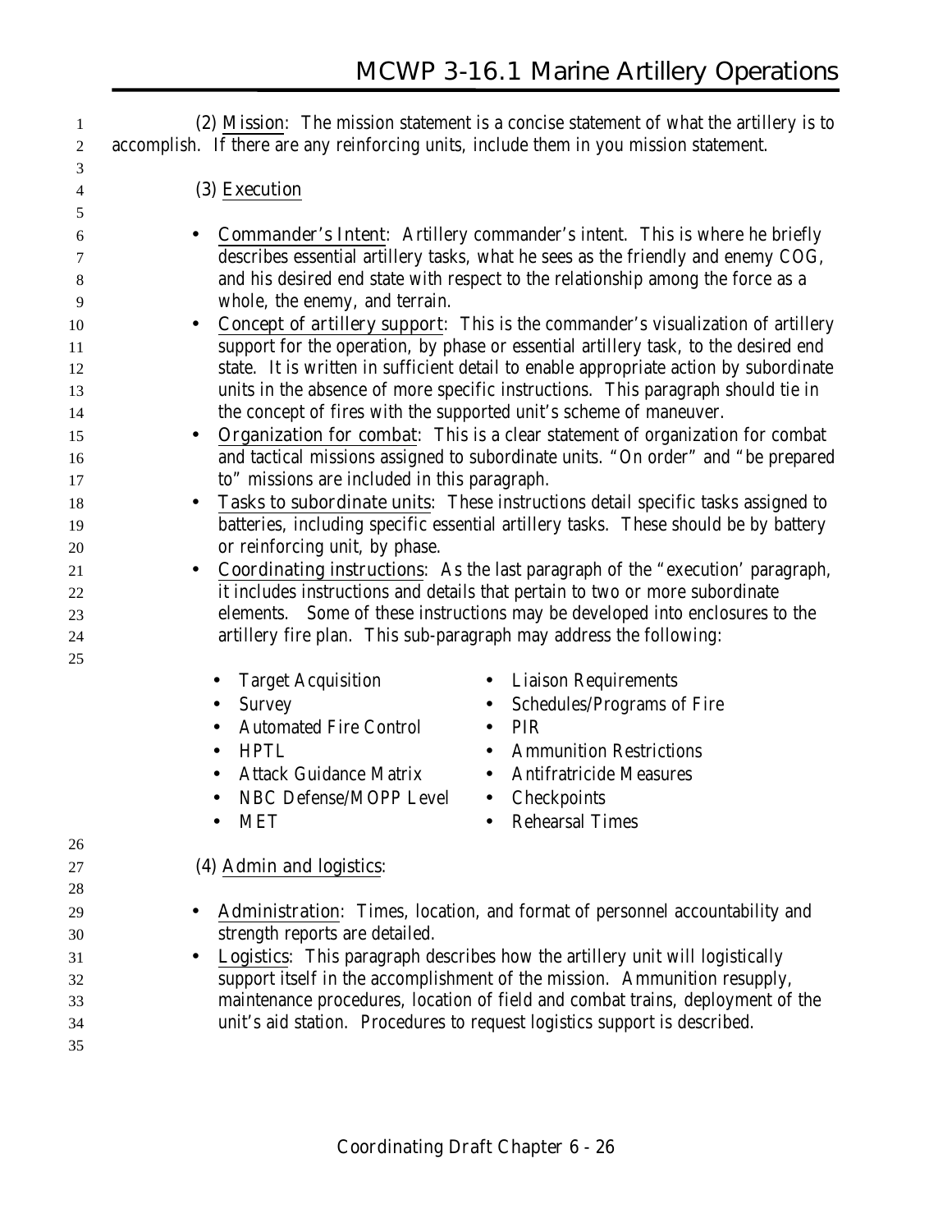(2) Mission: The mission statement is a concise statement of what the artillery is to accomplish. If there are any reinforcing units, include them in you mission statement.

(3) Execution

- Commander's Intent: Artillery commander's intent. This is where he briefly describes essential artillery tasks, what he sees as the friendly and enemy COG, and his desired end state with respect to the relationship among the force as a whole, the enemy, and terrain.
- Concept of artillery support: This is the commander's visualization of artillery support for the operation, by phase or essential artillery task, to the desired end state. It is written in sufficient detail to enable appropriate action by subordinate units in the absence of more specific instructions. This paragraph should tie in the concept of fires with the supported unit's scheme of maneuver.
- Organization for combat: This is a clear statement of organization for combat and tactical missions assigned to subordinate units. "On order" and "be prepared to" missions are included in this paragraph.
- Tasks to subordinate units: These instructions detail specific tasks assigned to batteries, including specific essential artillery tasks. These should be by battery or reinforcing unit, by phase.
- Coordinating instructions: As the last paragraph of the "execution' paragraph, it includes instructions and details that pertain to two or more subordinate elements. Some of these instructions may be developed into enclosures to the artillery fire plan. This sub-paragraph may address the following:
  - Target Acquisition
  - Survey
  - Automated Fire Control
  - HPTL
  - Attack Guidance Matrix
  - NBC Defense/MOPP Level
  - MET
  - Liaison Requirements
  - Schedules/Programs of Fire
  - PIR
  - Ammunition Restrictions
  - Antifratricide Measures
  - Checkpoints
  - Rehearsal Times

(4) Admin and logistics:

- Administration: Times, location, and format of personnel accountability and strength reports are detailed.
- Logistics: This paragraph describes how the artillery unit will logistically support itself in the accomplishment of the mission. Ammunition resupply, maintenance procedures, location of field and combat trains, deployment of the unit's aid station. Procedures to request logistics support is described.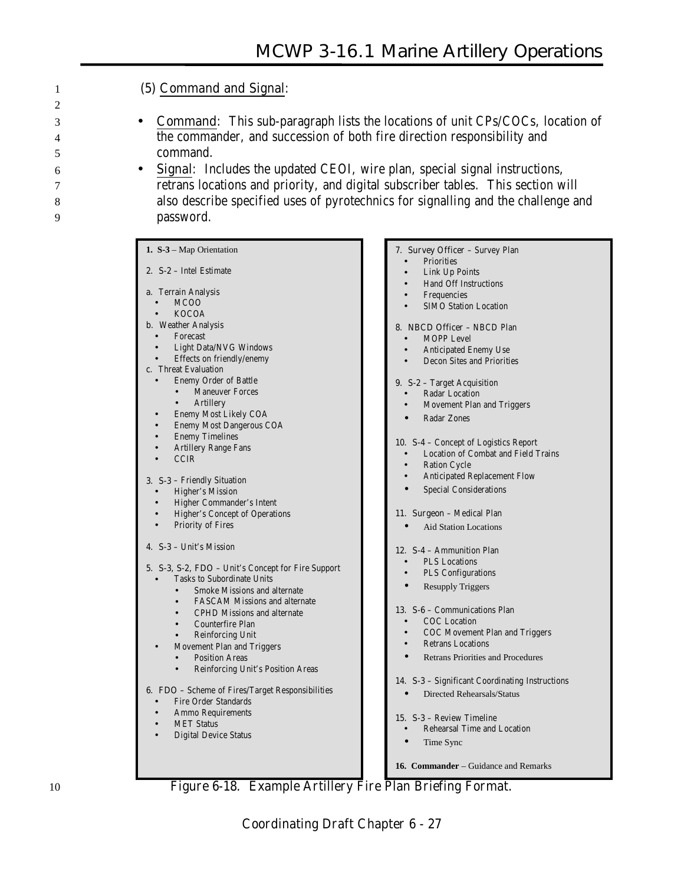(5) Command and Signal:

- Command: This sub-paragraph lists the locations of unit CPs/COCs, location of the commander, and succession of both fire direction responsibility and command.
- Signal: Includes the updated CEOI, wire plan, special signal instructions, retrans locations and priority, and digital subscriber tables. This section will also describe specified uses of pyrotechnics for signalling and the challenge and password.

**1. S-3** – Map Orientation

2. S-2 – Intel Estimate

a. Terrain Analysis
- MCOO
- KOCOA

b. Weather Analysis
- Forecast
- Light Data/NVG Windows
- Effects on friendly/enemy

c. Threat Evaluation
- Enemy Order of Battle
  - Maneuver Forces
  - Artillery
- Enemy Most Likely COA
- Enemy Most Dangerous COA
- Enemy Timelines
- Artillery Range Fans
- CCIR

3. S-3 – Friendly Situation
- Higher's Mission
- Higher Commander's Intent
- Higher's Concept of Operations
- Priority of Fires

4. S-3 – Unit's Mission

5. S-3, S-2, FDO – Unit's Concept for Fire Support
- Tasks to Subordinate Units
  - Smoke Missions and alternate
  - FASCAM Missions and alternate
  - CPHD Missions and alternate
  - Counterfire Plan
  - Reinforcing Unit
- Movement Plan and Triggers
  - Position Areas
  - Reinforcing Unit's Position Areas

6. FDO – Scheme of Fires/Target Responsibilities
- Fire Order Standards
- Ammo Requirements
- MET Status
- Digital Device Status

7. Survey Officer – Survey Plan
- Priorities
- Link Up Points
- Hand Off Instructions
- Frequencies
- SIMO Station Location

8. NBCD Officer – NBCD Plan
- MOPP Level
- Anticipated Enemy Use
- Decon Sites and Priorities

9. S-2 – Target Acquisition
- Radar Location
- Movement Plan and Triggers
- Radar Zones

10. S-4 – Concept of Logistics Report
- Location of Combat and Field Trains
- Ration Cycle
- Anticipated Replacement Flow
- Special Considerations

11. Surgeon – Medical Plan
- Aid Station Locations

12. S-4 – Ammunition Plan
- PLS Locations
- PLS Configurations
- Resupply Triggers

13. S-6 – Communications Plan
- COC Location
- COC Movement Plan and Triggers
- Retrans Locations
- Retrans Priorities and Procedures

14. S-3 – Significant Coordinating Instructions
- Directed Rehearsals/Status

15. S-3 – Review Timeline
- Rehearsal Time and Location
- Time Sync

**16. Commander** – Guidance and Remarks

Figure 6-18. Example Artillery Fire Plan Briefing Format.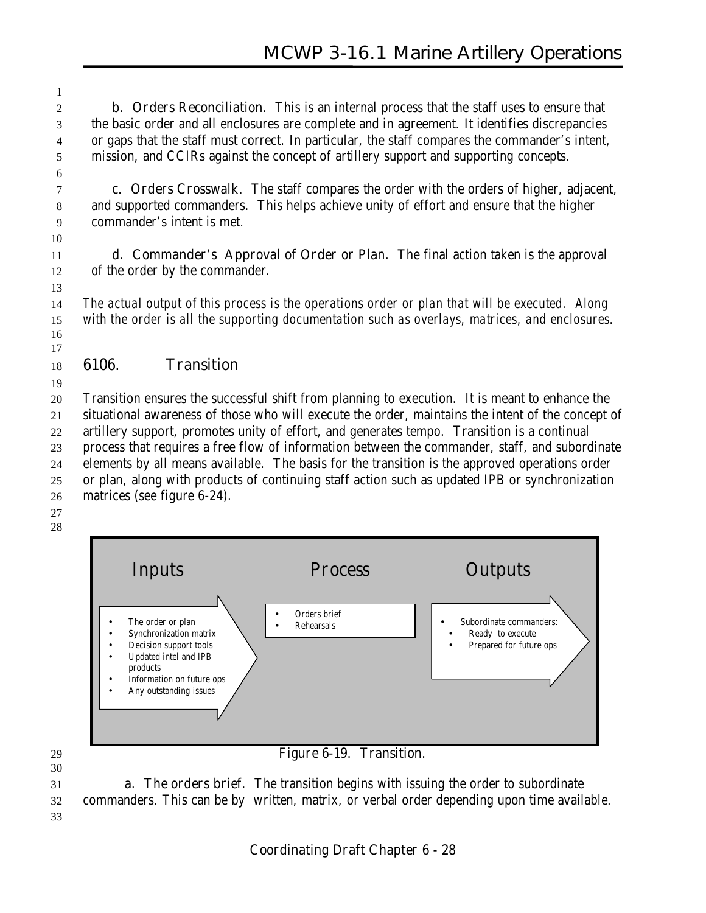**b. Orders Reconciliation.** This is an internal process that the staff uses to ensure that the basic order and all enclosures are complete and in agreement. It identifies discrepancies or gaps that the staff must correct. In particular, the staff compares the commander's intent, mission, and CCIRs against the concept of artillery support and supporting concepts.

**c. Orders Crosswalk.** The staff compares the order with the orders of higher, adjacent, and supported commanders. This helps achieve unity of effort and ensure that the higher commander's intent is met.

**d. Commander's Approval of Order or Plan.** The final action taken is the approval of the order by the commander.

*The actual output of this process is the operations order or plan that will be executed. Along with the order is all the supporting documentation such as overlays, matrices, and enclosures.*

## 6106. Transition

Transition ensures the successful shift from planning to execution. It is meant to enhance the situational awareness of those who will execute the order, maintains the intent of the concept of artillery support, promotes unity of effort, and generates tempo. Transition is a continual process that requires a free flow of information between the commander, staff, and subordinate elements by all means available. The basis for the transition is the approved operations order or plan, along with products of continuing staff action such as updated IPB or synchronization matrices (see figure 6-24).

| Inputs | Process | Outputs |
|---|---|---|
| • The order or plan<br>• Synchronization matrix<br>• Decision support tools<br>• Updated intel and IPB products<br>• Information on future ops<br>• Any outstanding issues | • Orders brief<br>• Rehearsals | • Subordinate commanders:<br>  • Ready to execute<br>  • Prepared for future ops |

Figure 6-19. Transition.

**a. The orders brief.** The transition begins with issuing the order to subordinate commanders. This can be by written, matrix, or verbal order depending upon time available.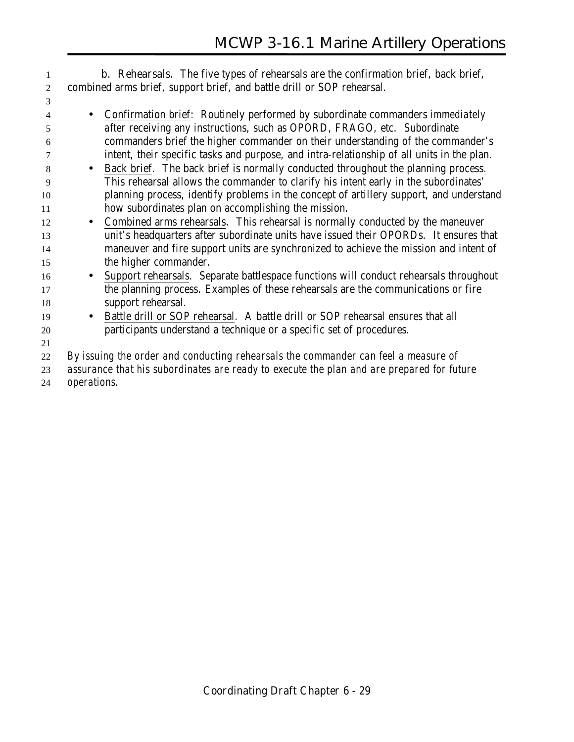b. Rehearsals. The five types of rehearsals are the confirmation brief, back brief, combined arms brief, support brief, and battle drill or SOP rehearsal.

- Confirmation brief: Routinely performed by subordinate commanders *immediately after* receiving any instructions, such as OPORD, FRAGO, etc. Subordinate commanders brief the higher commander on their understanding of the commander's intent, their specific tasks and purpose, and intra-relationship of all units in the plan.
- Back brief. The back brief is normally conducted throughout the planning process. This rehearsal allows the commander to clarify his intent early in the subordinates' planning process, identify problems in the concept of artillery support, and understand how subordinates plan on accomplishing the mission.
- Combined arms rehearsals. This rehearsal is normally conducted by the maneuver unit's headquarters after subordinate units have issued their OPORDs. It ensures that maneuver and fire support units are synchronized to achieve the mission and intent of the higher commander.
- Support rehearsals. Separate battlespace functions will conduct rehearsals throughout the planning process. Examples of these rehearsals are the communications or fire support rehearsal.
- Battle drill or SOP rehearsal. A battle drill or SOP rehearsal ensures that all participants understand a technique or a specific set of procedures.

*By issuing the order and conducting rehearsals the commander can feel a measure of assurance that his subordinates are ready to execute the plan and are prepared for future operations.*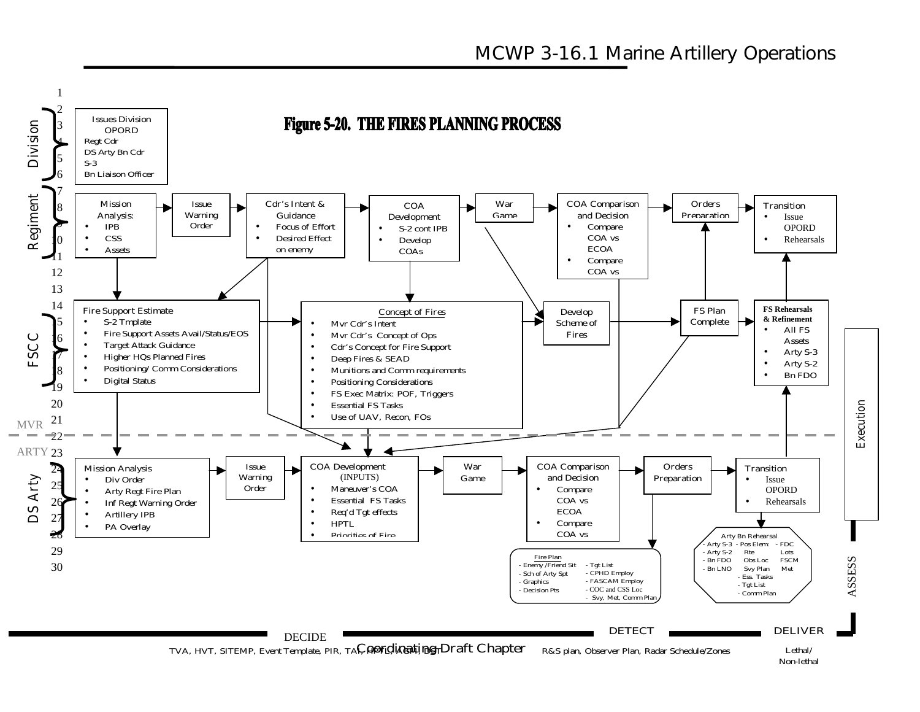# Figure 5-20. THE FIRES PLANNING PROCESS

**Division**

- Issues Division OPORD
  - Regt Cdr
  - DS Arty Bn Cdr
  - S-3
  - Bn Liaison Officer

**Regiment**

- Mission Analysis:
  - IPB
  - CSS
  - Assets
- Issue Warning Order
- Cdr's Intent & Guidance
  - Focus of Effort
  - Desired Effect on enemy
- COA Development
  - S-2 cont IPB
  - Develop COAs
- War Game
- COA Comparison and Decision
  - Compare COA vs ECOA
  - Compare COA vs
- Orders Preparation
- Transition
  - Issue OPORD
  - Rehearsals

**FSCC**

- Fire Support Estimate
  - S-2 Tmplate
  - Fire Support Assets Avail/Status/EOS
  - Target Attack Guidance
  - Higher HQs Planned Fires
  - Positioning/ Comm Considerations
  - Digital Status
- Concept of Fires
  - Mvr Cdr's Intent
  - Mvr Cdr's Concept of Ops
  - Cdr's Concept for Fire Support
  - Deep Fires & SEAD
  - Munitions and Comm requirements
  - Positioning Considerations
  - FS Exec Matrix: POF, Triggers
  - Essential FS Tasks
  - Use of UAV, Recon, FOs
- Develop Scheme of Fires
- FS Plan Complete
- FS Rehearsals & Refinement
  - All FS Assets
  - Arty S-3
  - Arty S-2
  - Bn FDO

MVR

ARTY

**DS Arty**

- Mission Analysis
  - Div Order
  - Arty Regt Fire Plan
  - Inf Regt Warning Order
  - Artillery IPB
  - PA Overlay
- Issue Warning Order
- COA Development (INPUTS)
  - Maneuver's COA
  - Essential FS Tasks
  - Req'd Tgt effects
  - HPTL
  - Priorities of Fire
- War Game
- COA Comparison and Decision
  - Compare COA vs ECOA
  - Compare COA vs
- Orders Preparation
- Transition
  - Issue OPORD
  - Rehearsals

Fire Plan
- Enemy /Friend Sit
- Sch of Arty Spt
- Graphics
- Decision Pts
- Tgt List
- CPHD Employ
- FASCAM Employ
- COC and CSS Loc
- Svy, Met, Comm Plan

Arty Bn Rehearsal
- Arty S-3
- Arty S-2
- Bn FDO
- Bn LNO
- Pos Elem: Rte, Obs Loc, Svy Plan
- FDC, Lots, FSCM, Met
- Ess. Tasks
- Tgt List
- Comm Plan

Execution

ASSESS

DECIDE — TVA, HVT, SITEMP, Event Template, PIR, TAI, HPTL, AGM, DST

DETECT — R&S plan, Observer Plan, Radar Schedule/Zones

DELIVER — Lethal/ Non-lethal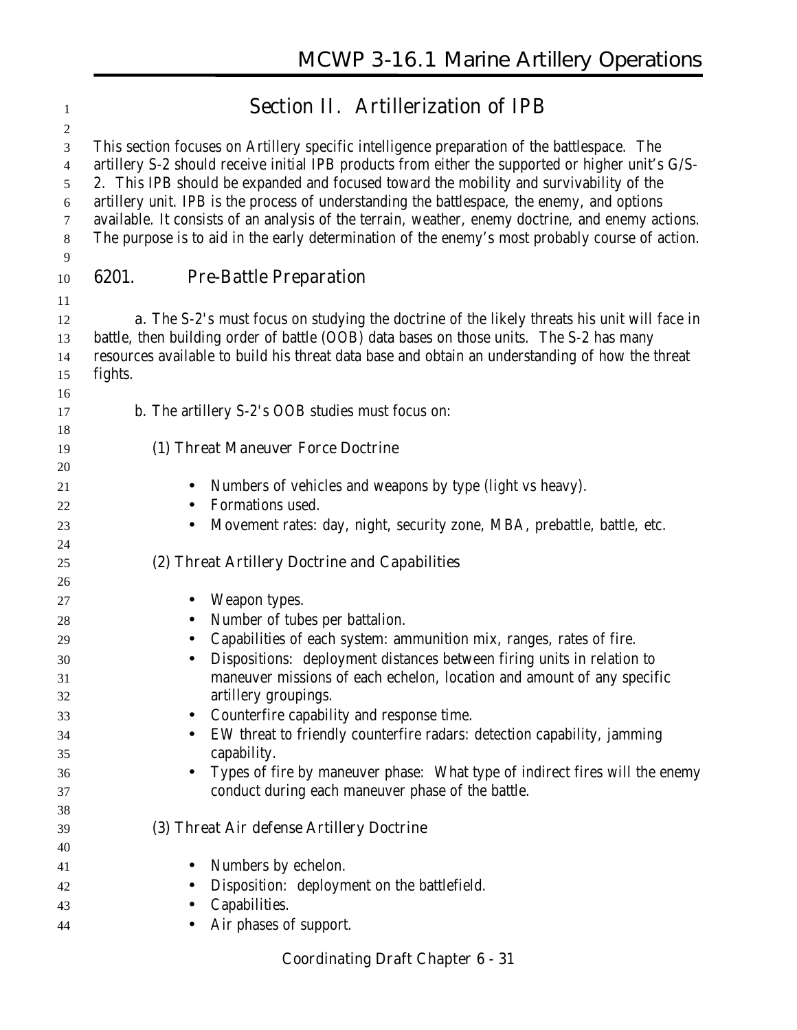# Section II. Artillerization of IPB

This section focuses on Artillery specific intelligence preparation of the battlespace. The artillery S-2 should receive initial IPB products from either the supported or higher unit's G/S-2. This IPB should be expanded and focused toward the mobility and survivability of the artillery unit. IPB is the process of understanding the battlespace, the enemy, and options available. It consists of an analysis of the terrain, weather, enemy doctrine, and enemy actions. The purpose is to aid in the early determination of the enemy's most probably course of action.

## 6201. Pre-Battle Preparation

a. The S-2's must focus on studying the doctrine of the likely threats his unit will face in battle, then building order of battle (OOB) data bases on those units. The S-2 has many resources available to build his threat data base and obtain an understanding of how the threat fights.

b. The artillery S-2's OOB studies must focus on:

(1) Threat Maneuver Force Doctrine

- Numbers of vehicles and weapons by type (light vs heavy).
- Formations used.
- Movement rates: day, night, security zone, MBA, prebattle, battle, etc.

(2) Threat Artillery Doctrine and Capabilities

- Weapon types.
- Number of tubes per battalion.
- Capabilities of each system: ammunition mix, ranges, rates of fire.
- Dispositions: deployment distances between firing units in relation to maneuver missions of each echelon, location and amount of any specific artillery groupings.
- Counterfire capability and response time.
- EW threat to friendly counterfire radars: detection capability, jamming capability.
- Types of fire by maneuver phase: What type of indirect fires will the enemy conduct during each maneuver phase of the battle.

(3) Threat Air defense Artillery Doctrine

- Numbers by echelon.
- Disposition: deployment on the battlefield.
- Capabilities.
- Air phases of support.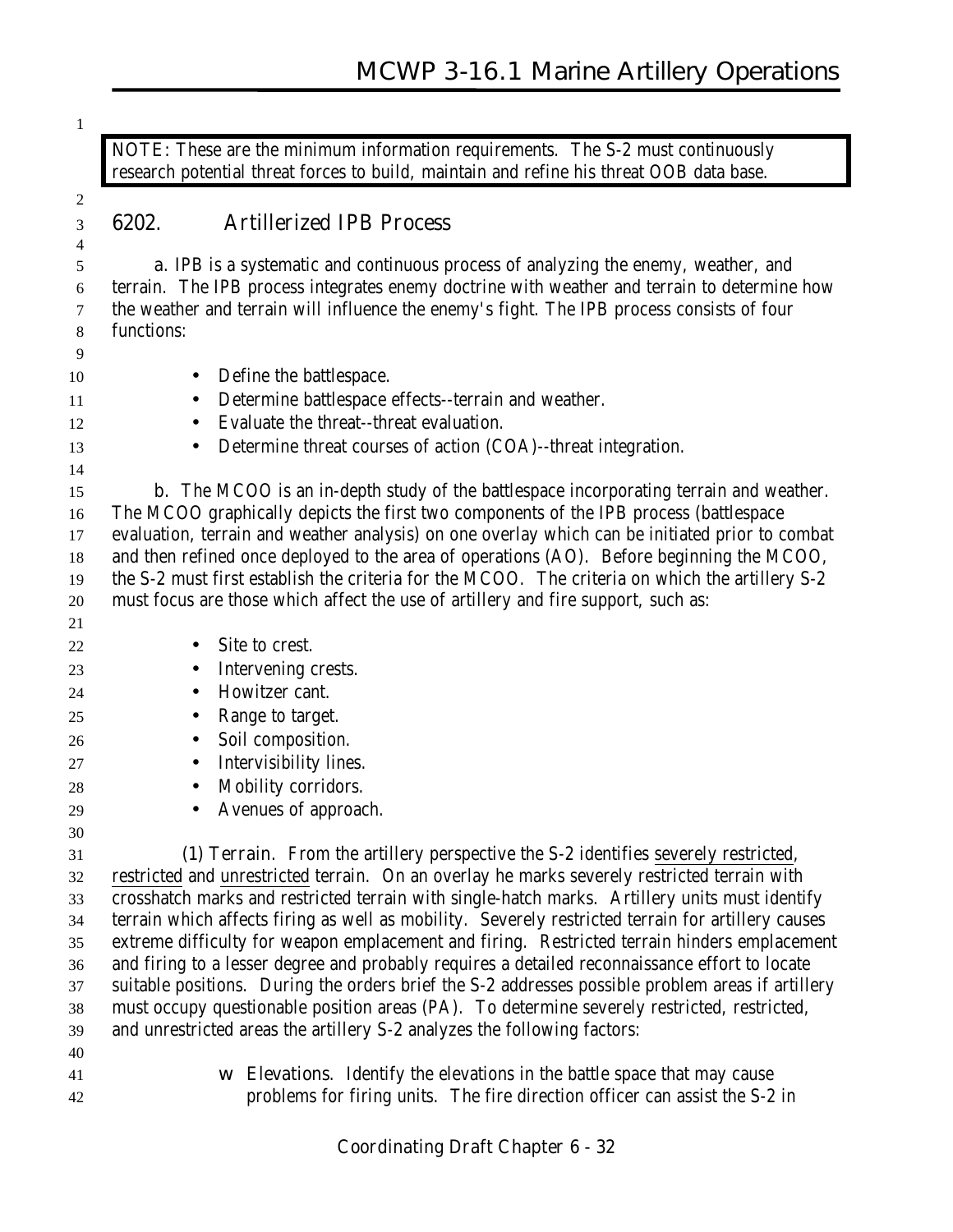> NOTE: These are the minimum information requirements. The S-2 must continuously research potential threat forces to build, maintain and refine his threat OOB data base.

## 6202. Artillerized IPB Process

a. IPB is a systematic and continuous process of analyzing the enemy, weather, and terrain. The IPB process integrates enemy doctrine with weather and terrain to determine how the weather and terrain will influence the enemy's fight. The IPB process consists of four functions:

- Define the battlespace.
- Determine battlespace effects--terrain and weather.
- Evaluate the threat--threat evaluation.
- Determine threat courses of action (COA)--threat integration.

b. The MCOO is an in-depth study of the battlespace incorporating terrain and weather. The MCOO graphically depicts the first two components of the IPB process (battlespace evaluation, terrain and weather analysis) on one overlay which can be initiated prior to combat and then refined once deployed to the area of operations (AO). Before beginning the MCOO, the S-2 must first establish the criteria for the MCOO. The criteria on which the artillery S-2 must focus are those which affect the use of artillery and fire support, such as:

- Site to crest.
- Intervening crests.
- Howitzer cant.
- Range to target.
- Soil composition.
- Intervisibility lines.
- Mobility corridors.
- Avenues of approach.

(1) Terrain. From the artillery perspective the S-2 identifies severely restricted, restricted and unrestricted terrain. On an overlay he marks severely restricted terrain with crosshatch marks and restricted terrain with single-hatch marks. Artillery units must identify terrain which affects firing as well as mobility. Severely restricted terrain for artillery causes extreme difficulty for weapon emplacement and firing. Restricted terrain hinders emplacement and firing to a lesser degree and probably requires a detailed reconnaissance effort to locate suitable positions. During the orders brief the S-2 addresses possible problem areas if artillery must occupy questionable position areas (PA). To determine severely restricted, restricted, and unrestricted areas the artillery S-2 analyzes the following factors:

- Elevations. Identify the elevations in the battle space that may cause problems for firing units. The fire direction officer can assist the S-2 in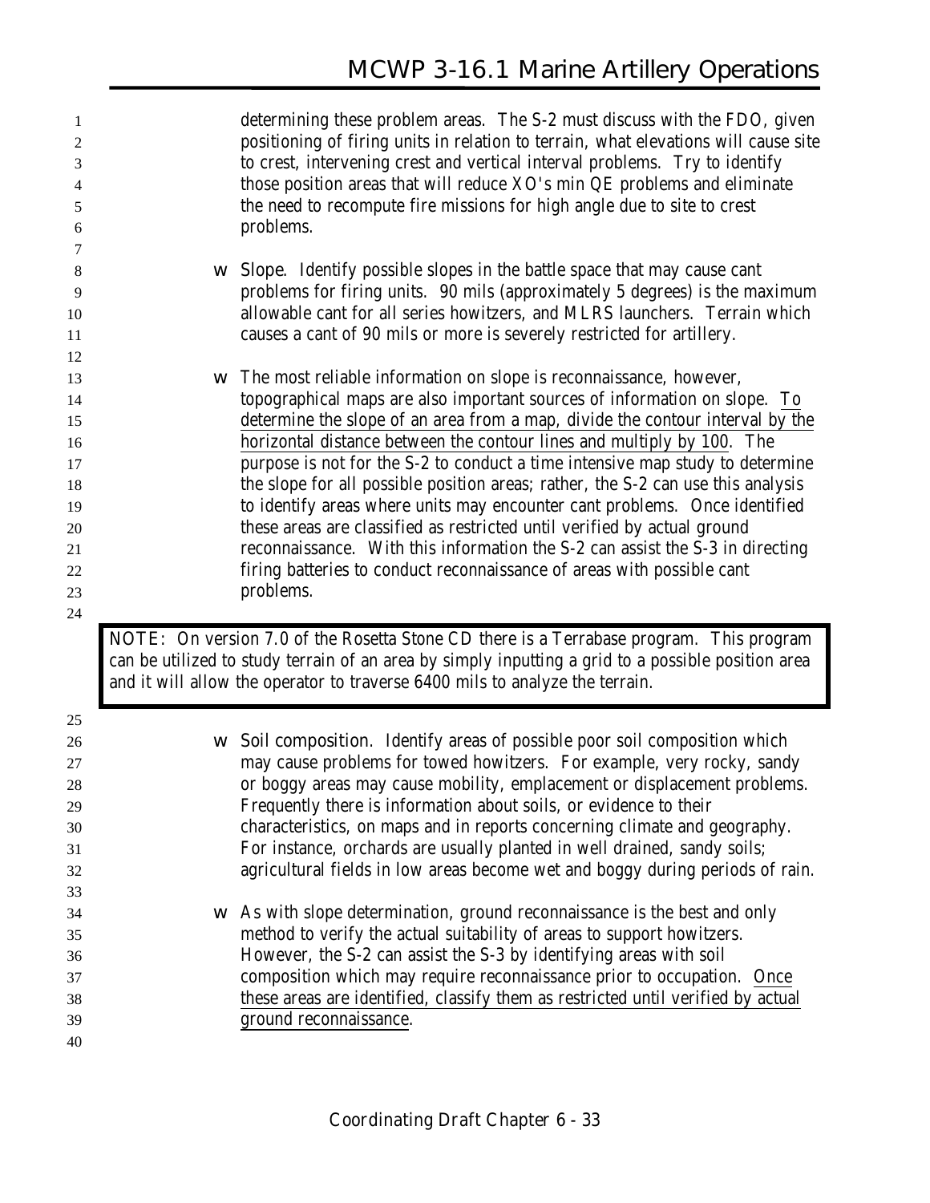determining these problem areas. The S-2 must discuss with the FDO, given positioning of firing units in relation to terrain, what elevations will cause site to crest, intervening crest and vertical interval problems. Try to identify those position areas that will reduce XO's min QE problems and eliminate the need to recompute fire missions for high angle due to site to crest problems.

- Slope. Identify possible slopes in the battle space that may cause cant problems for firing units. 90 mils (approximately 5 degrees) is the maximum allowable cant for all series howitzers, and MLRS launchers. Terrain which causes a cant of 90 mils or more is severely restricted for artillery.

- The most reliable information on slope is reconnaissance, however, topographical maps are also important sources of information on slope. <u>To determine the slope of an area from a map, divide the contour interval by the horizontal distance between the contour lines and multiply by 100</u>. The purpose is not for the S-2 to conduct a time intensive map study to determine the slope for all possible position areas; rather, the S-2 can use this analysis to identify areas where units may encounter cant problems. Once identified these areas are classified as restricted until verified by actual ground reconnaissance. With this information the S-2 can assist the S-3 in directing firing batteries to conduct reconnaissance of areas with possible cant problems.

> NOTE: On version 7.0 of the Rosetta Stone CD there is a Terrabase program. This program can be utilized to study terrain of an area by simply inputting a grid to a possible position area and it will allow the operator to traverse 6400 mils to analyze the terrain.

- Soil composition. Identify areas of possible poor soil composition which may cause problems for towed howitzers. For example, very rocky, sandy or boggy areas may cause mobility, emplacement or displacement problems. Frequently there is information about soils, or evidence to their characteristics, on maps and in reports concerning climate and geography. For instance, orchards are usually planted in well drained, sandy soils; agricultural fields in low areas become wet and boggy during periods of rain.

- As with slope determination, ground reconnaissance is the best and only method to verify the actual suitability of areas to support howitzers. However, the S-2 can assist the S-3 by identifying areas with soil composition which may require reconnaissance prior to occupation. <u>Once these areas are identified, classify them as restricted until verified by actual ground reconnaissance</u>.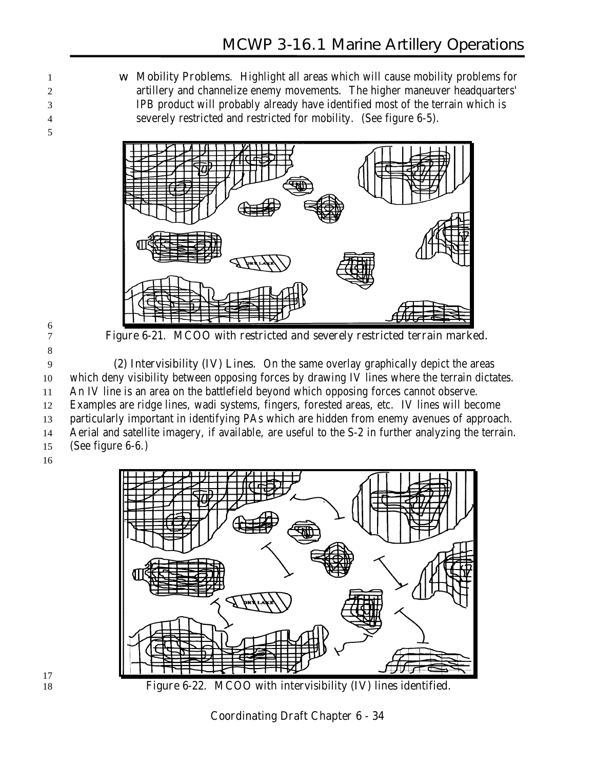- **Mobility Problems.** Highlight all areas which will cause mobility problems for artillery and channelize enemy movements. The higher maneuver headquarters' IPB product will probably already have identified most of the terrain which is severely restricted and restricted for mobility. (See figure 6-5).

Figure 6-21. MCOO with restricted and severely restricted terrain marked.

(2) Intervisibility (IV) Lines. On the same overlay graphically depict the areas which deny visibility between opposing forces by drawing IV lines where the terrain dictates. An IV line is an area on the battlefield beyond which opposing forces cannot observe. Examples are ridge lines, wadi systems, fingers, forested areas, etc. IV lines will become particularly important in identifying PAs which are hidden from enemy avenues of approach. Aerial and satellite imagery, if available, are useful to the S-2 in further analyzing the terrain. (See figure 6-6.)

Figure 6-22. MCOO with intervisibility (IV) lines identified.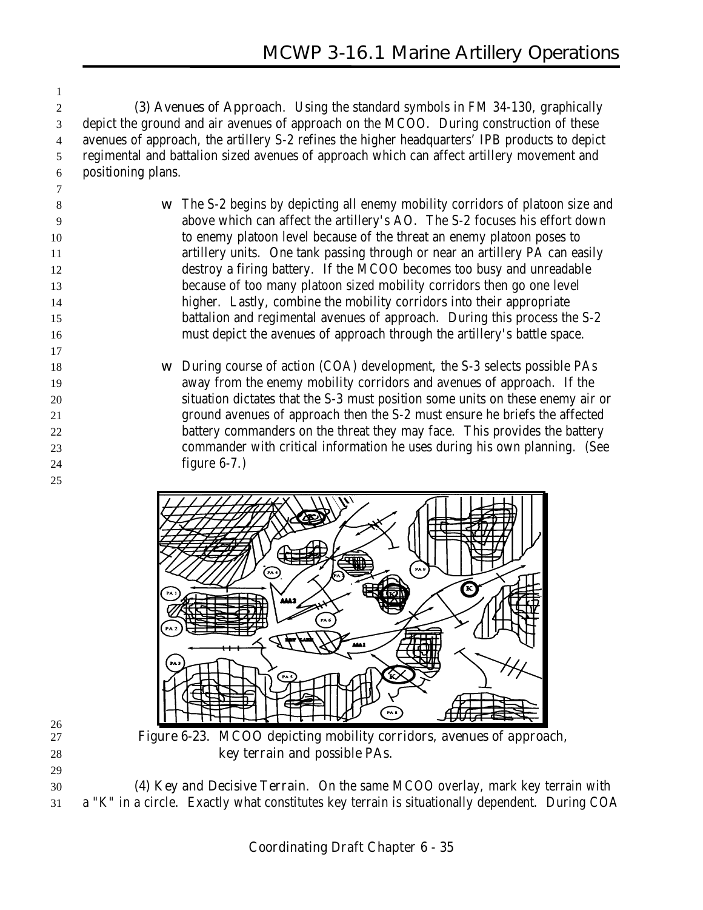(3) Avenues of Approach. Using the standard symbols in FM 34-130, graphically depict the ground and air avenues of approach on the MCOO. During construction of these avenues of approach, the artillery S-2 refines the higher headquarters' IPB products to depict regimental and battalion sized avenues of approach which can affect artillery movement and positioning plans.

- The S-2 begins by depicting all enemy mobility corridors of platoon size and above which can affect the artillery's AO. The S-2 focuses his effort down to enemy platoon level because of the threat an enemy platoon poses to artillery units. One tank passing through or near an artillery PA can easily destroy a firing battery. If the MCOO becomes too busy and unreadable because of too many platoon sized mobility corridors then go one level higher. Lastly, combine the mobility corridors into their appropriate battalion and regimental avenues of approach. During this process the S-2 must depict the avenues of approach through the artillery's battle space.

- During course of action (COA) development, the S-3 selects possible PAs away from the enemy mobility corridors and avenues of approach. If the situation dictates that the S-3 must position some units on these enemy air or ground avenues of approach then the S-2 must ensure he briefs the affected battery commanders on the threat they may face. This provides the battery commander with critical information he uses during his own planning. (See figure 6-7.)

Figure 6-23. MCOO depicting mobility corridors, avenues of approach, key terrain and possible PAs.

(4) Key and Decisive Terrain. On the same MCOO overlay, mark key terrain with a "K" in a circle. Exactly what constitutes key terrain is situationally dependent. During COA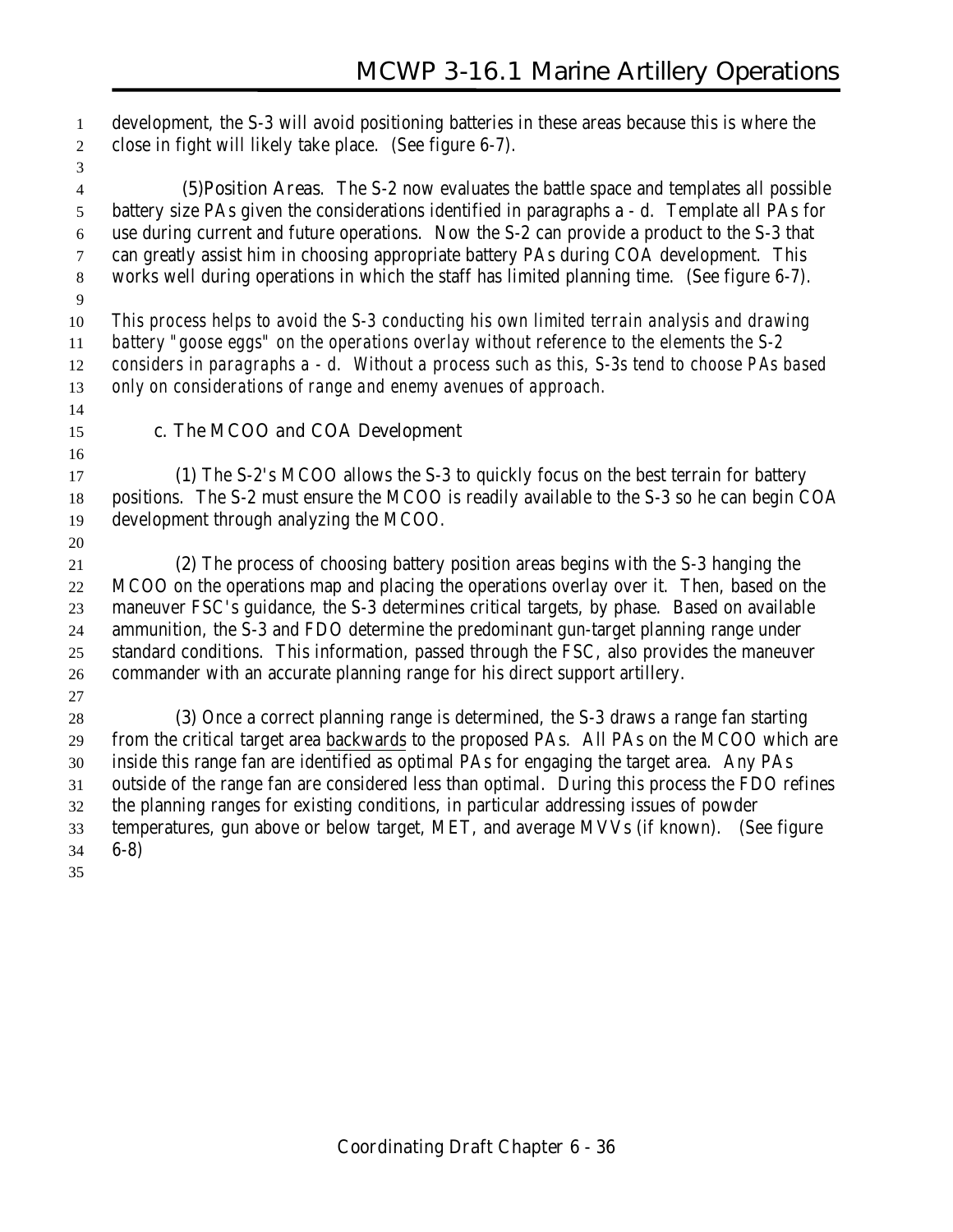development, the S-3 will avoid positioning batteries in these areas because this is where the close in fight will likely take place. (See figure 6-7).

(5)Position Areas. The S-2 now evaluates the battle space and templates all possible battery size PAs given the considerations identified in paragraphs a - d. Template all PAs for use during current and future operations. Now the S-2 can provide a product to the S-3 that can greatly assist him in choosing appropriate battery PAs during COA development. This works well during operations in which the staff has limited planning time. (See figure 6-7).

*This process helps to avoid the S-3 conducting his own limited terrain analysis and drawing battery "goose eggs" on the operations overlay without reference to the elements the S-2 considers in paragraphs a - d. Without a process such as this, S-3s tend to choose PAs based only on considerations of range and enemy avenues of approach.*

### c. The MCOO and COA Development

(1) The S-2's MCOO allows the S-3 to quickly focus on the best terrain for battery positions. The S-2 must ensure the MCOO is readily available to the S-3 so he can begin COA development through analyzing the MCOO.

(2) The process of choosing battery position areas begins with the S-3 hanging the MCOO on the operations map and placing the operations overlay over it. Then, based on the maneuver FSC's guidance, the S-3 determines critical targets, by phase. Based on available ammunition, the S-3 and FDO determine the predominant gun-target planning range under standard conditions. This information, passed through the FSC, also provides the maneuver commander with an accurate planning range for his direct support artillery.

(3) Once a correct planning range is determined, the S-3 draws a range fan starting from the critical target area <u>backwards</u> to the proposed PAs. All PAs on the MCOO which are inside this range fan are identified as optimal PAs for engaging the target area. Any PAs outside of the range fan are considered less than optimal. During this process the FDO refines the planning ranges for existing conditions, in particular addressing issues of powder temperatures, gun above or below target, MET, and average MVVs (if known). (See figure 6-8)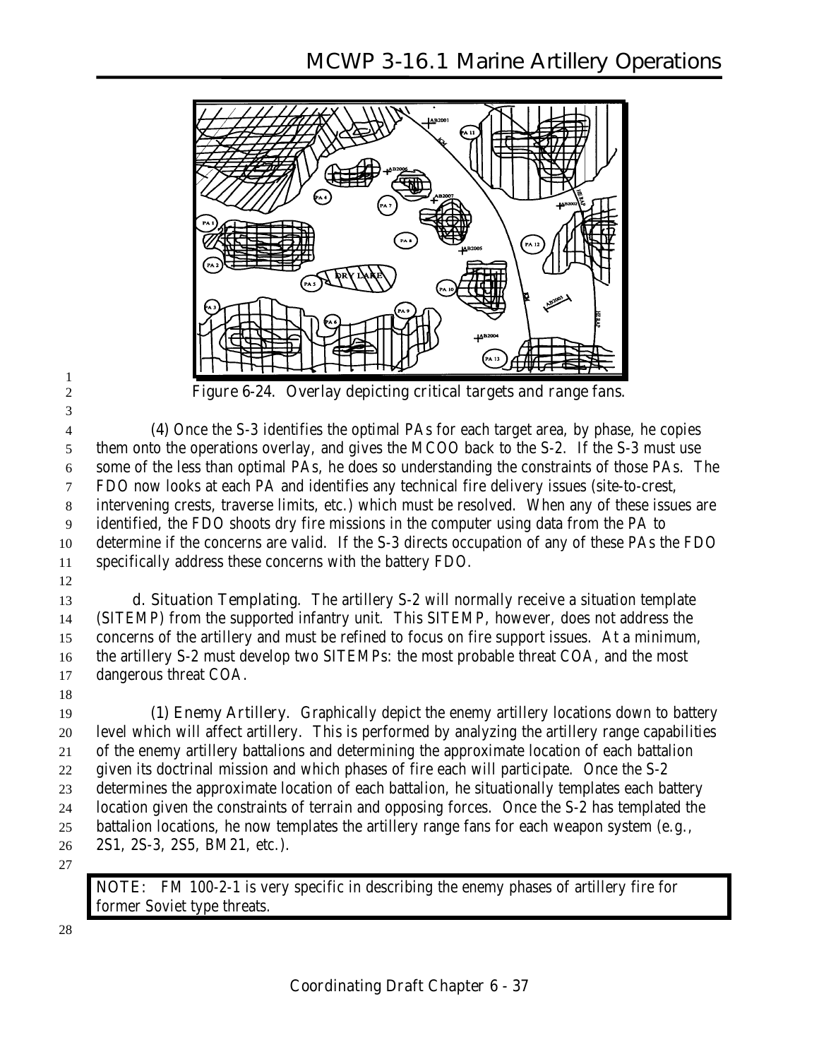Figure 6-24. Overlay depicting critical targets and range fans.

(4) Once the S-3 identifies the optimal PAs for each target area, by phase, he copies them onto the operations overlay, and gives the MCOO back to the S-2. If the S-3 must use some of the less than optimal PAs, he does so understanding the constraints of those PAs. The FDO now looks at each PA and identifies any technical fire delivery issues (site-to-crest, intervening crests, traverse limits, etc.) which must be resolved. When any of these issues are identified, the FDO shoots dry fire missions in the computer using data from the PA to determine if the concerns are valid. If the S-3 directs occupation of any of these PAs the FDO specifically address these concerns with the battery FDO.

**d. Situation Templating**. The artillery S-2 will normally receive a situation template (SITEMP) from the supported infantry unit. This SITEMP, however, does not address the concerns of the artillery and must be refined to focus on fire support issues. At a minimum, the artillery S-2 must develop two SITEMPs: the most probable threat COA, and the most dangerous threat COA.

**(1) Enemy Artillery**. Graphically depict the enemy artillery locations down to battery level which will affect artillery. This is performed by analyzing the artillery range capabilities of the enemy artillery battalions and determining the approximate location of each battalion given its doctrinal mission and which phases of fire each will participate. Once the S-2 determines the approximate location of each battalion, he situationally templates each battery location given the constraints of terrain and opposing forces. Once the S-2 has templated the battalion locations, he now templates the artillery range fans for each weapon system (e.g., 2S1, 2S-3, 2S5, BM21, etc.).

> NOTE: FM 100-2-1 is very specific in describing the enemy phases of artillery fire for former Soviet type threats.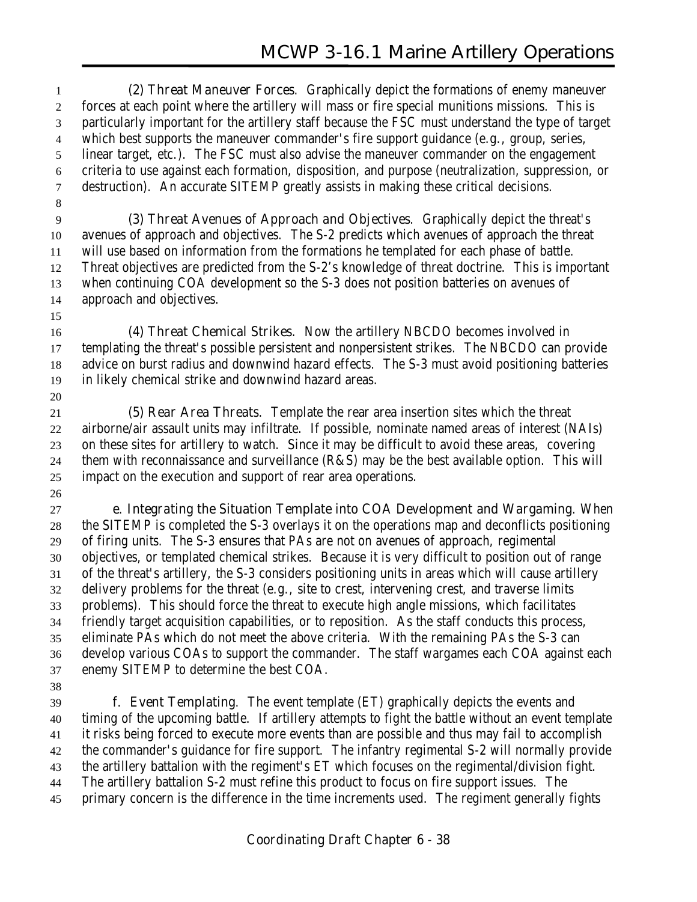(2) **Threat Maneuver Forces**. Graphically depict the formations of enemy maneuver forces at each point where the artillery will mass or fire special munitions missions. This is particularly important for the artillery staff because the FSC must understand the type of target which best supports the maneuver commander's fire support guidance (e.g., group, series, linear target, etc.). The FSC must also advise the maneuver commander on the engagement criteria to use against each formation, disposition, and purpose (neutralization, suppression, or destruction). An accurate SITEMP greatly assists in making these critical decisions.

(3) **Threat Avenues of Approach and Objectives**. Graphically depict the threat's avenues of approach and objectives. The S-2 predicts which avenues of approach the threat will use based on information from the formations he templated for each phase of battle. Threat objectives are predicted from the S-2's knowledge of threat doctrine. This is important when continuing COA development so the S-3 does not position batteries on avenues of approach and objectives.

(4) **Threat Chemical Strikes**. Now the artillery NBCDO becomes involved in templating the threat's possible persistent and nonpersistent strikes. The NBCDO can provide advice on burst radius and downwind hazard effects. The S-3 must avoid positioning batteries in likely chemical strike and downwind hazard areas.

(5) **Rear Area Threats**. Template the rear area insertion sites which the threat airborne/air assault units may infiltrate. If possible, nominate named areas of interest (NAIs) on these sites for artillery to watch. Since it may be difficult to avoid these areas, covering them with reconnaissance and surveillance (R&S) may be the best available option. This will impact on the execution and support of rear area operations.

e. **Integrating the Situation Template into COA Development and Wargaming**. When the SITEMP is completed the S-3 overlays it on the operations map and deconflicts positioning of firing units. The S-3 ensures that PAs are not on avenues of approach, regimental objectives, or templated chemical strikes. Because it is very difficult to position out of range of the threat's artillery, the S-3 considers positioning units in areas which will cause artillery delivery problems for the threat (e.g., site to crest, intervening crest, and traverse limits problems). This should force the threat to execute high angle missions, which facilitates friendly target acquisition capabilities, or to reposition. As the staff conducts this process, eliminate PAs which do not meet the above criteria. With the remaining PAs the S-3 can develop various COAs to support the commander. The staff wargames each COA against each enemy SITEMP to determine the best COA.

f. **Event Templating**. The event template (ET) graphically depicts the events and timing of the upcoming battle. If artillery attempts to fight the battle without an event template it risks being forced to execute more events than are possible and thus may fail to accomplish the commander's guidance for fire support. The infantry regimental S-2 will normally provide the artillery battalion with the regiment's ET which focuses on the regimental/division fight. The artillery battalion S-2 must refine this product to focus on fire support issues. The primary concern is the difference in the time increments used. The regiment generally fights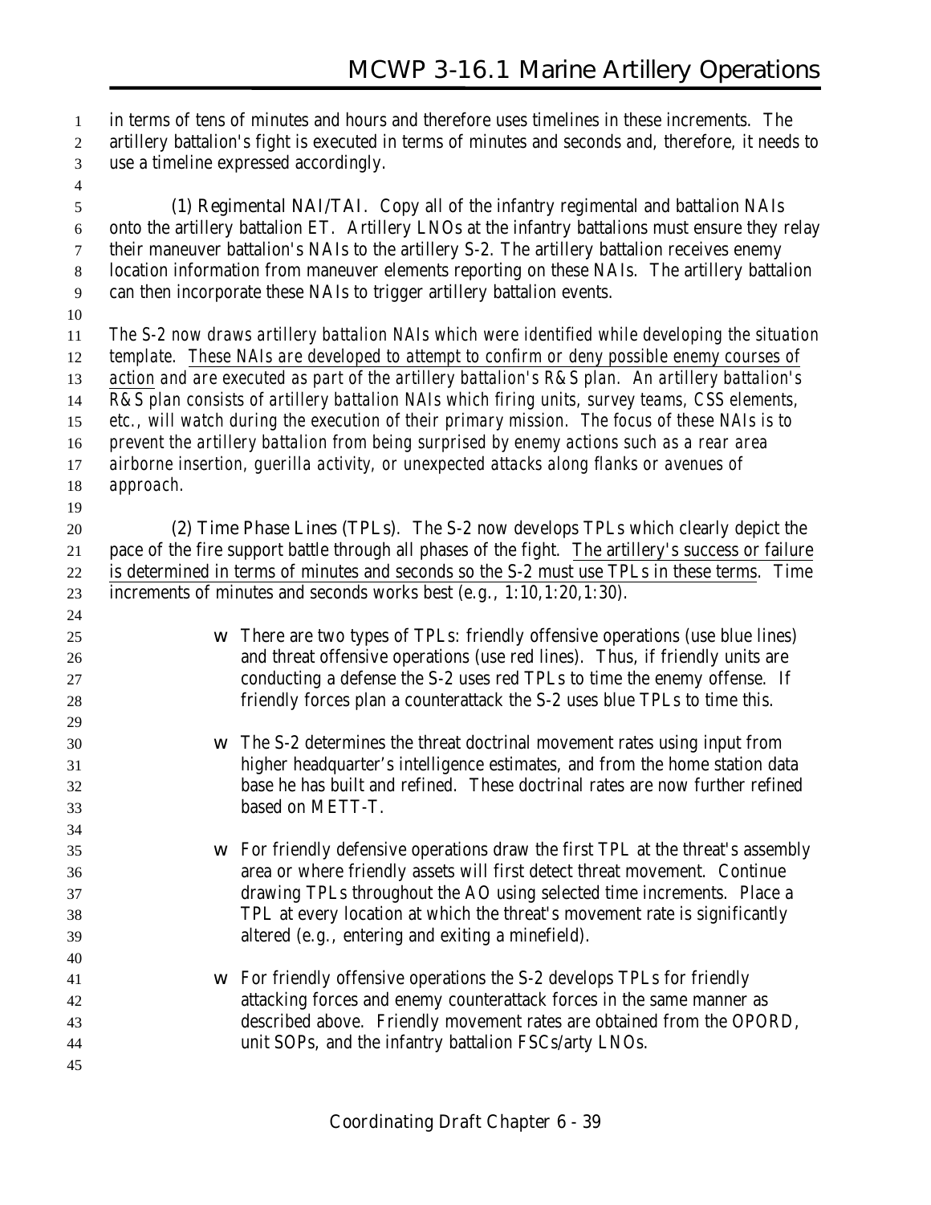in terms of tens of minutes and hours and therefore uses timelines in these increments. The artillery battalion's fight is executed in terms of minutes and seconds and, therefore, it needs to use a timeline expressed accordingly.

(1) Regimental NAI/TAI. Copy all of the infantry regimental and battalion NAIs onto the artillery battalion ET. Artillery LNOs at the infantry battalions must ensure they relay their maneuver battalion's NAIs to the artillery S-2. The artillery battalion receives enemy location information from maneuver elements reporting on these NAIs. The artillery battalion can then incorporate these NAIs to trigger artillery battalion events.

*The S-2 now draws artillery battalion NAIs which were identified while developing the situation template. These NAIs are developed to attempt to confirm or deny possible enemy courses of action and are executed as part of the artillery battalion's R&S plan. An artillery battalion's R&S plan consists of artillery battalion NAIs which firing units, survey teams, CSS elements, etc., will watch during the execution of their primary mission. The focus of these NAIs is to prevent the artillery battalion from being surprised by enemy actions such as a rear area airborne insertion, guerilla activity, or unexpected attacks along flanks or avenues of approach.*

(2) Time Phase Lines (TPLs). The S-2 now develops TPLs which clearly depict the pace of the fire support battle through all phases of the fight. The artillery's success or failure is determined in terms of minutes and seconds so the S-2 must use TPLs in these terms. Time increments of minutes and seconds works best (e.g., 1:10,1:20,1:30).

- There are two types of TPLs: friendly offensive operations (use blue lines) and threat offensive operations (use red lines). Thus, if friendly units are conducting a defense the S-2 uses red TPLs to time the enemy offense. If friendly forces plan a counterattack the S-2 uses blue TPLs to time this.

- The S-2 determines the threat doctrinal movement rates using input from higher headquarter's intelligence estimates, and from the home station data base he has built and refined. These doctrinal rates are now further refined based on METT-T.

- For friendly defensive operations draw the first TPL at the threat's assembly area or where friendly assets will first detect threat movement. Continue drawing TPLs throughout the AO using selected time increments. Place a TPL at every location at which the threat's movement rate is significantly altered (e.g., entering and exiting a minefield).

- For friendly offensive operations the S-2 develops TPLs for friendly attacking forces and enemy counterattack forces in the same manner as described above. Friendly movement rates are obtained from the OPORD, unit SOPs, and the infantry battalion FSCs/arty LNOs.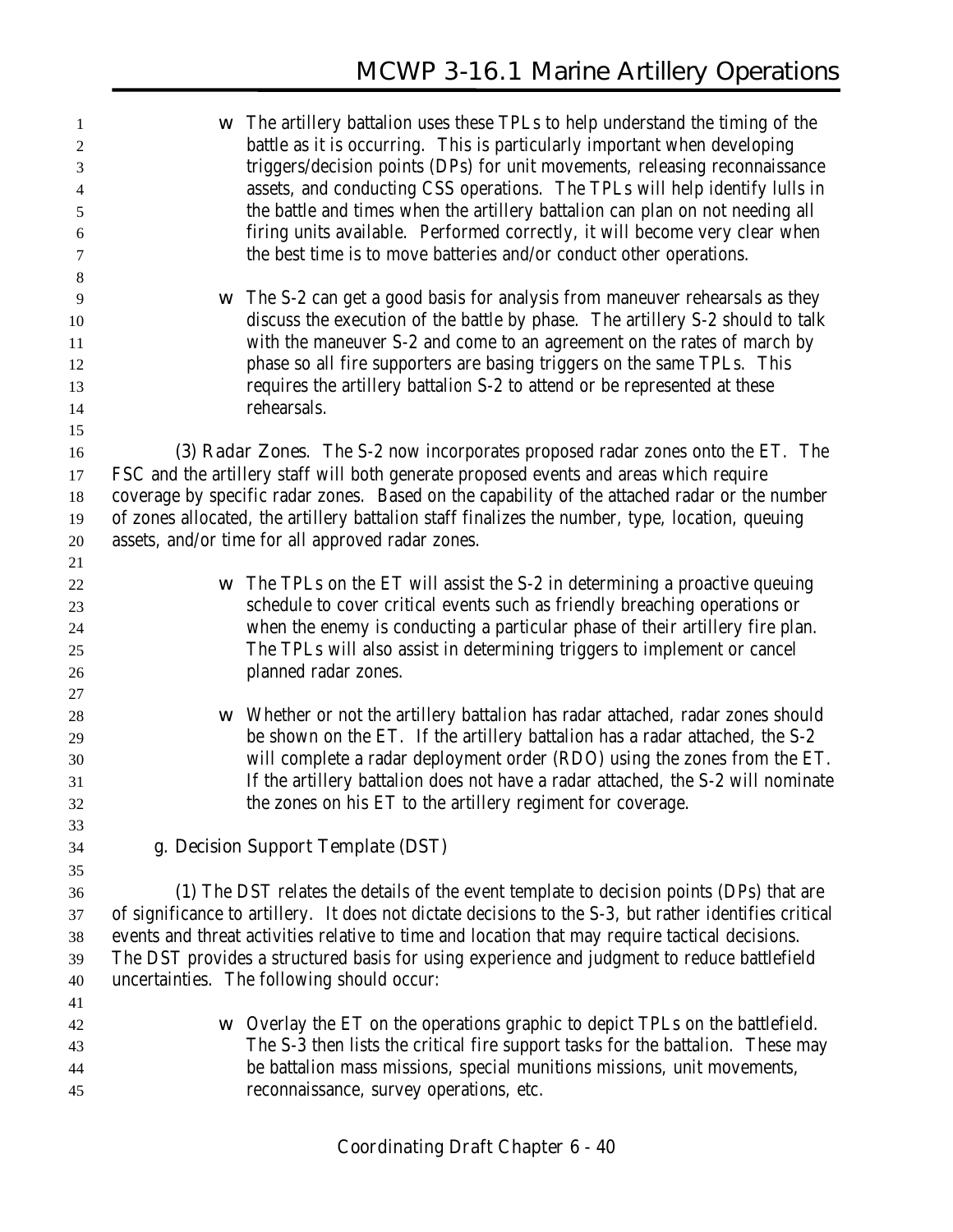- The artillery battalion uses these TPLs to help understand the timing of the battle as it is occurring. This is particularly important when developing triggers/decision points (DPs) for unit movements, releasing reconnaissance assets, and conducting CSS operations. The TPLs will help identify lulls in the battle and times when the artillery battalion can plan on not needing all firing units available. Performed correctly, it will become very clear when the best time is to move batteries and/or conduct other operations.

- The S-2 can get a good basis for analysis from maneuver rehearsals as they discuss the execution of the battle by phase. The artillery S-2 should to talk with the maneuver S-2 and come to an agreement on the rates of march by phase so all fire supporters are basing triggers on the same TPLs. This requires the artillery battalion S-2 to attend or be represented at these rehearsals.

(3) Radar Zones. The S-2 now incorporates proposed radar zones onto the ET. The FSC and the artillery staff will both generate proposed events and areas which require coverage by specific radar zones. Based on the capability of the attached radar or the number of zones allocated, the artillery battalion staff finalizes the number, type, location, queuing assets, and/or time for all approved radar zones.

- The TPLs on the ET will assist the S-2 in determining a proactive queuing schedule to cover critical events such as friendly breaching operations or when the enemy is conducting a particular phase of their artillery fire plan. The TPLs will also assist in determining triggers to implement or cancel planned radar zones.

- Whether or not the artillery battalion has radar attached, radar zones should be shown on the ET. If the artillery battalion has a radar attached, the S-2 will complete a radar deployment order (RDO) using the zones from the ET. If the artillery battalion does not have a radar attached, the S-2 will nominate the zones on his ET to the artillery regiment for coverage.

### g. Decision Support Template (DST)

(1) The DST relates the details of the event template to decision points (DPs) that are of significance to artillery. It does not dictate decisions to the S-3, but rather identifies critical events and threat activities relative to time and location that may require tactical decisions. The DST provides a structured basis for using experience and judgment to reduce battlefield uncertainties. The following should occur:

- Overlay the ET on the operations graphic to depict TPLs on the battlefield. The S-3 then lists the critical fire support tasks for the battalion. These may be battalion mass missions, special munitions missions, unit movements, reconnaissance, survey operations, etc.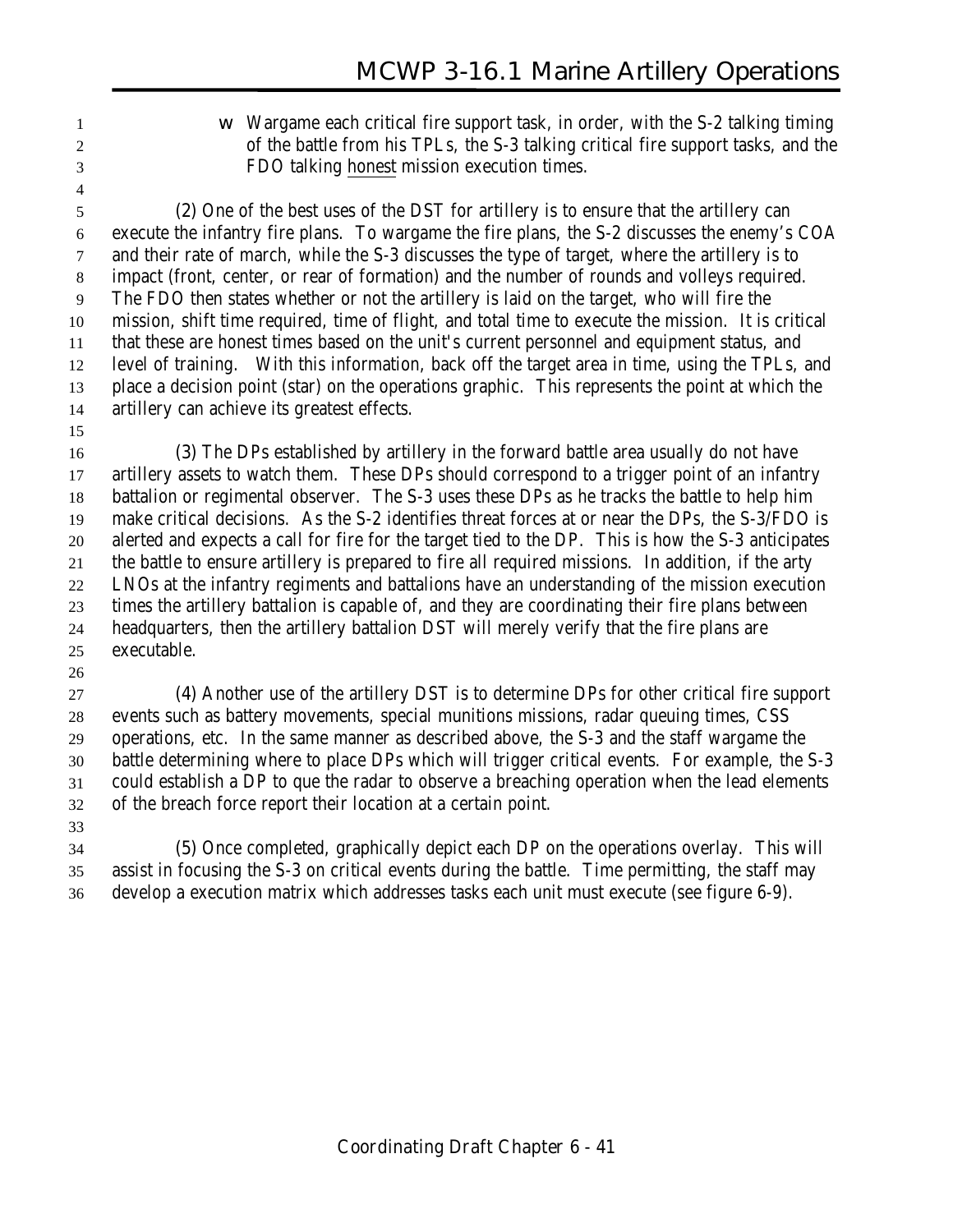- Wargame each critical fire support task, in order, with the S-2 talking timing of the battle from his TPLs, the S-3 talking critical fire support tasks, and the FDO talking honest mission execution times.

(2) One of the best uses of the DST for artillery is to ensure that the artillery can execute the infantry fire plans. To wargame the fire plans, the S-2 discusses the enemy's COA and their rate of march, while the S-3 discusses the type of target, where the artillery is to impact (front, center, or rear of formation) and the number of rounds and volleys required. The FDO then states whether or not the artillery is laid on the target, who will fire the mission, shift time required, time of flight, and total time to execute the mission. It is critical that these are honest times based on the unit's current personnel and equipment status, and level of training. With this information, back off the target area in time, using the TPLs, and place a decision point (star) on the operations graphic. This represents the point at which the artillery can achieve its greatest effects.

(3) The DPs established by artillery in the forward battle area usually do not have artillery assets to watch them. These DPs should correspond to a trigger point of an infantry battalion or regimental observer. The S-3 uses these DPs as he tracks the battle to help him make critical decisions. As the S-2 identifies threat forces at or near the DPs, the S-3/FDO is alerted and expects a call for fire for the target tied to the DP. This is how the S-3 anticipates the battle to ensure artillery is prepared to fire all required missions. In addition, if the arty LNOs at the infantry regiments and battalions have an understanding of the mission execution times the artillery battalion is capable of, and they are coordinating their fire plans between headquarters, then the artillery battalion DST will merely verify that the fire plans are executable.

(4) Another use of the artillery DST is to determine DPs for other critical fire support events such as battery movements, special munitions missions, radar queuing times, CSS operations, etc. In the same manner as described above, the S-3 and the staff wargame the battle determining where to place DPs which will trigger critical events. For example, the S-3 could establish a DP to que the radar to observe a breaching operation when the lead elements of the breach force report their location at a certain point.

(5) Once completed, graphically depict each DP on the operations overlay. This will assist in focusing the S-3 on critical events during the battle. Time permitting, the staff may develop a execution matrix which addresses tasks each unit must execute (see figure 6-9).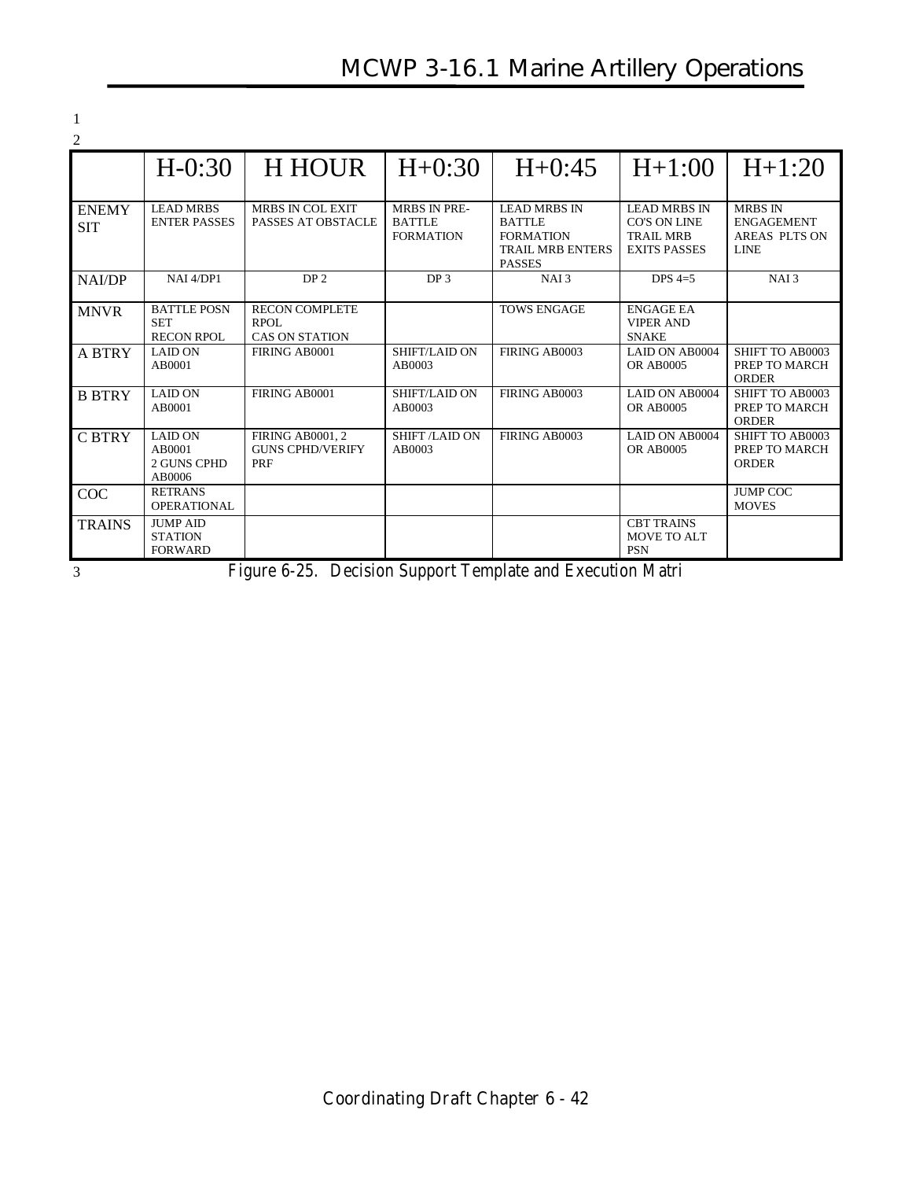|  | H-0:30 | H HOUR | H+0:30 | H+0:45 | H+1:00 | H+1:20 |
|---|---|---|---|---|---|---|
| ENEMY SIT | LEAD MRBS ENTER PASSES | MRBS IN COL EXIT PASSES AT OBSTACLE | MRBS IN PRE-BATTLE FORMATION | LEAD MRBS IN BATTLE FORMATION TRAIL MRB ENTERS PASSES | LEAD MRBS IN CO'S ON LINE TRAIL MRB EXITS PASSES | MRBS IN ENGAGEMENT AREAS PLTS ON LINE |
| NAI/DP | NAI 4/DP1 | DP 2 | DP 3 | NAI 3 | DPS 4=5 | NAI 3 |
| MNVR | BATTLE POSN SET RECON RPOL | RECON COMPLETE RPOL CAS ON STATION |  | TOWS ENGAGE | ENGAGE EA VIPER AND SNAKE |  |
| A BTRY | LAID ON AB0001 | FIRING AB0001 | SHIFT/LAID ON AB0003 | FIRING AB0003 | LAID ON AB0004 OR AB0005 | SHIFT TO AB0003 PREP TO MARCH ORDER |
| B BTRY | LAID ON AB0001 | FIRING AB0001 | SHIFT/LAID ON AB0003 | FIRING AB0003 | LAID ON AB0004 OR AB0005 | SHIFT TO AB0003 PREP TO MARCH ORDER |
| C BTRY | LAID ON AB0001 2 GUNS CPHD AB0006 | FIRING AB0001, 2 GUNS CPHD/VERIFY PRF | SHIFT /LAID ON AB0003 | FIRING AB0003 | LAID ON AB0004 OR AB0005 | SHIFT TO AB0003 PREP TO MARCH ORDER |
| COC | RETRANS OPERATIONAL |  |  |  |  | JUMP COC MOVES |
| TRAINS | JUMP AID STATION FORWARD |  |  |  | CBT TRAINS MOVE TO ALT PSN |  |

Figure 6-25. Decision Support Template and Execution Matri